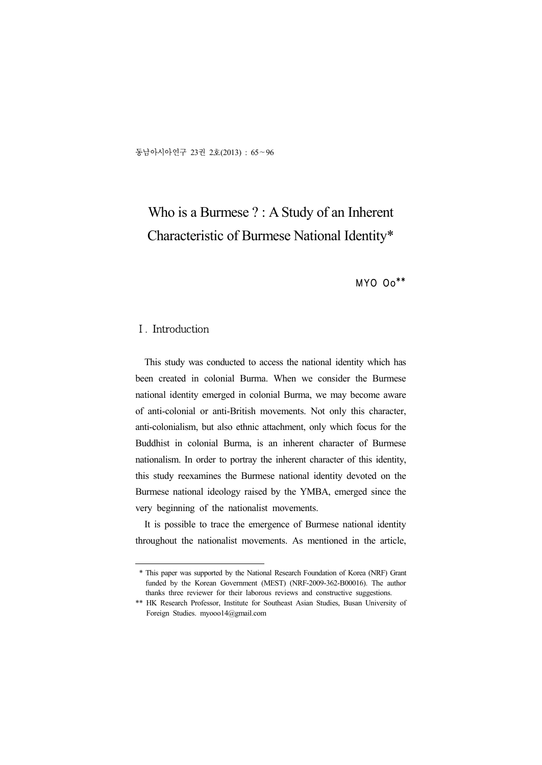# Who is a Burmese ? : A Study of an Inherent Characteristic of Burmese National Identity*

MYO Oo**

## Ⅰ. Introduction

This study was conducted to access the national identity which has been created in colonial Burma. When we consider the Burmese national identity emerged in colonial Burma, we may become aware of anti-colonial or anti-British movements. Not only this character, anti-colonialism, but also ethnic attachment, only which focus for the Buddhist in colonial Burma, is an inherent character of Burmese nationalism. In order to portray the inherent character of this identity, this study reexamines the Burmese national identity devoted on the Burmese national ideology raised by the YMBA, emerged since the very beginning of the nationalist movements.

It is possible to trace the emergence of Burmese national identity throughout the nationalist movements. As mentioned in the article,

---

\* This paper was supported by the National Research Foundation of Korea (NRF) Grant funded by the Korean Government (MEST) (NRF-2009-362-B00016). The author thanks three reviewer for their laborous reviews and constructive suggestions.

\*\* HK Research Professor, Institute for Southeast Asian Studies, Busan University of Foreign Studies. myooo14@gmail.com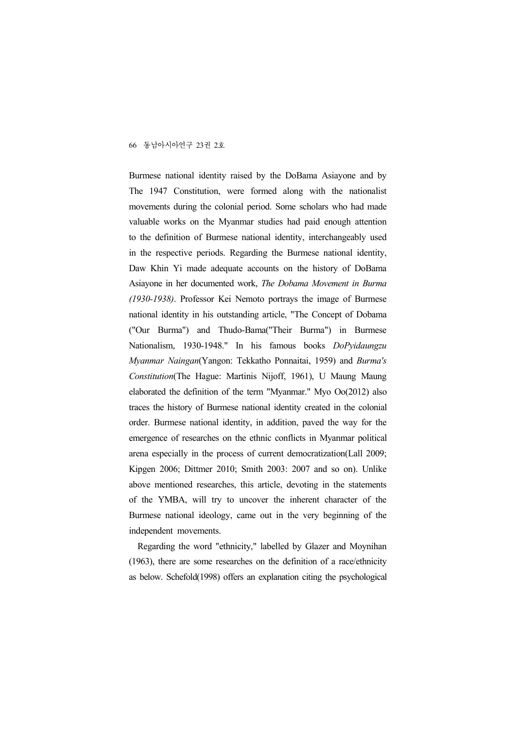Burmese national identity raised by the DoBama Asiayone and by The 1947 Constitution, were formed along with the nationalist movements during the colonial period. Some scholars who had made valuable works on the Myanmar studies had paid enough attention to the definition of Burmese national identity, interchangeably used in the respective periods. Regarding the Burmese national identity, Daw Khin Yi made adequate accounts on the history of DoBama Asiayone in her documented work, *The Dobama Movement in Burma (1930-1938)*. Professor Kei Nemoto portrays the image of Burmese national identity in his outstanding article, "The Concept of Dobama ("Our Burma") and Thudo-Bama("Their Burma") in Burmese Nationalism, 1930-1948." In his famous books *DoPyidaungzu Myanmar Naingan*(Yangon: Tekkatho Ponnaitai, 1959) and *Burma's Constitution*(The Hague: Martinis Nijoff, 1961), U Maung Maung elaborated the definition of the term "Myanmar." Myo Oo(2012) also traces the history of Burmese national identity created in the colonial order. Burmese national identity, in addition, paved the way for the emergence of researches on the ethnic conflicts in Myanmar political arena especially in the process of current democratization(Lall 2009; Kipgen 2006; Dittmer 2010; Smith 2003: 2007 and so on). Unlike above mentioned researches, this article, devoting in the statements of the YMBA, will try to uncover the inherent character of the Burmese national ideology, came out in the very beginning of the independent movements.

Regarding the word "ethnicity," labelled by Glazer and Moynihan (1963), there are some researches on the definition of a race/ethnicity as below. Schefold(1998) offers an explanation citing the psychological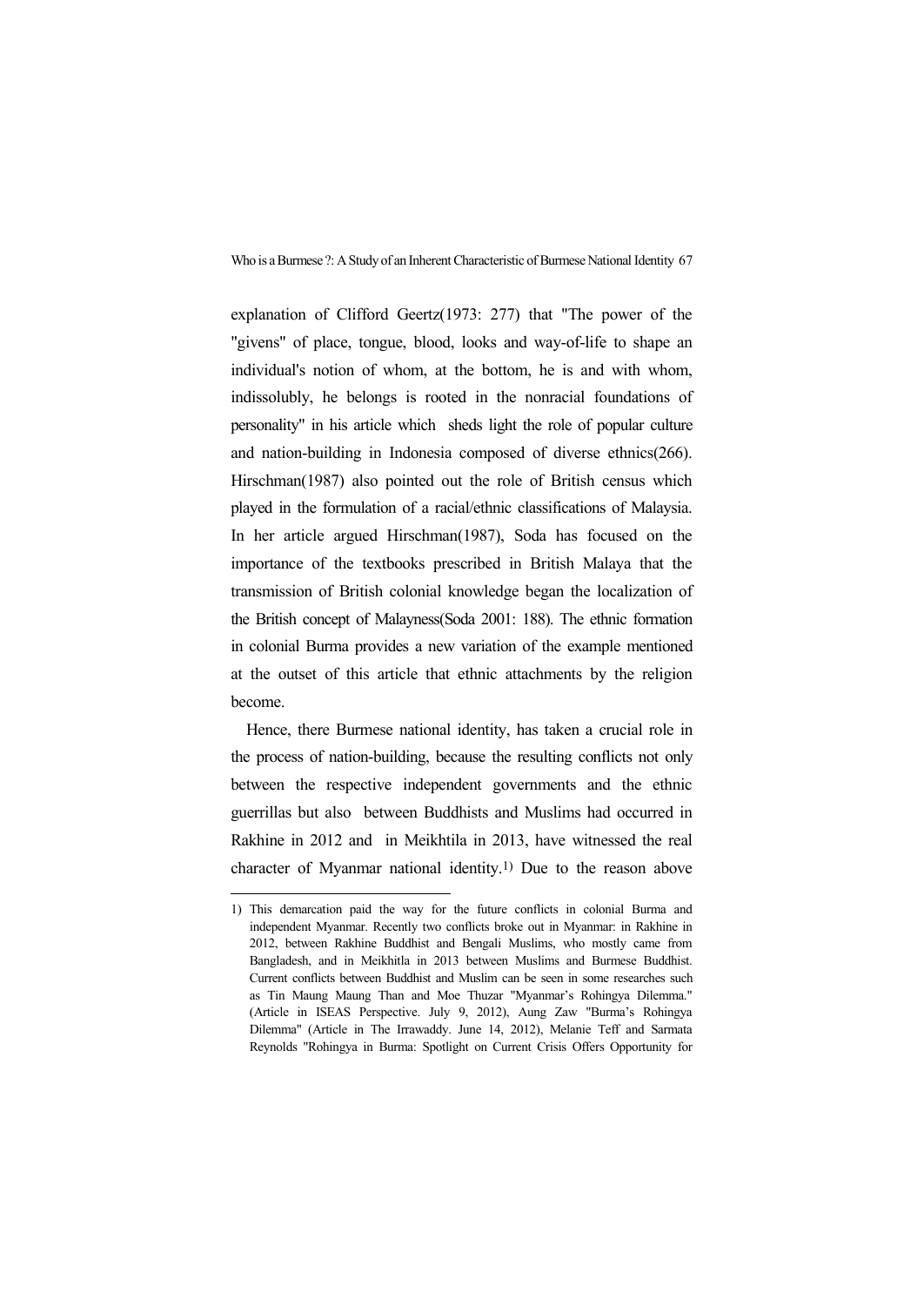explanation of Clifford Geertz(1973: 277) that "The power of the "givens" of place, tongue, blood, looks and way-of-life to shape an individual's notion of whom, at the bottom, he is and with whom, indissolubly, he belongs is rooted in the nonracial foundations of personality" in his article which sheds light the role of popular culture and nation-building in Indonesia composed of diverse ethnics(266). Hirschman(1987) also pointed out the role of British census which played in the formulation of a racial/ethnic classifications of Malaysia. In her article argued Hirschman(1987), Soda has focused on the importance of the textbooks prescribed in British Malaya that the transmission of British colonial knowledge began the localization of the British concept of Malayness(Soda 2001: 188). The ethnic formation in colonial Burma provides a new variation of the example mentioned at the outset of this article that ethnic attachments by the religion become.

Hence, there Burmese national identity, has taken a crucial role in the process of nation-building, because the resulting conflicts not only between the respective independent governments and the ethnic guerrillas but also between Buddhists and Muslims had occurred in Rakhine in 2012 and in Meikhtila in 2013, have witnessed the real character of Myanmar national identity.[1] Due to the reason above

---

1) This demarcation paid the way for the future conflicts in colonial Burma and independent Myanmar. Recently two conflicts broke out in Myanmar: in Rakhine in 2012, between Rakhine Buddhist and Bengali Muslims, who mostly came from Bangladesh, and in Meikhitla in 2013 between Muslims and Burmese Buddhist. Current conflicts between Buddhist and Muslim can be seen in some researches such as Tin Maung Maung Than and Moe Thuzar "Myanmar's Rohingya Dilemma." (Article in ISEAS Perspective. July 9, 2012), Aung Zaw "Burma's Rohingya Dilemma" (Article in The Irrawaddy. June 14, 2012), Melanie Teff and Sarmata Reynolds "Rohingya in Burma: Spotlight on Current Crisis Offers Opportunity for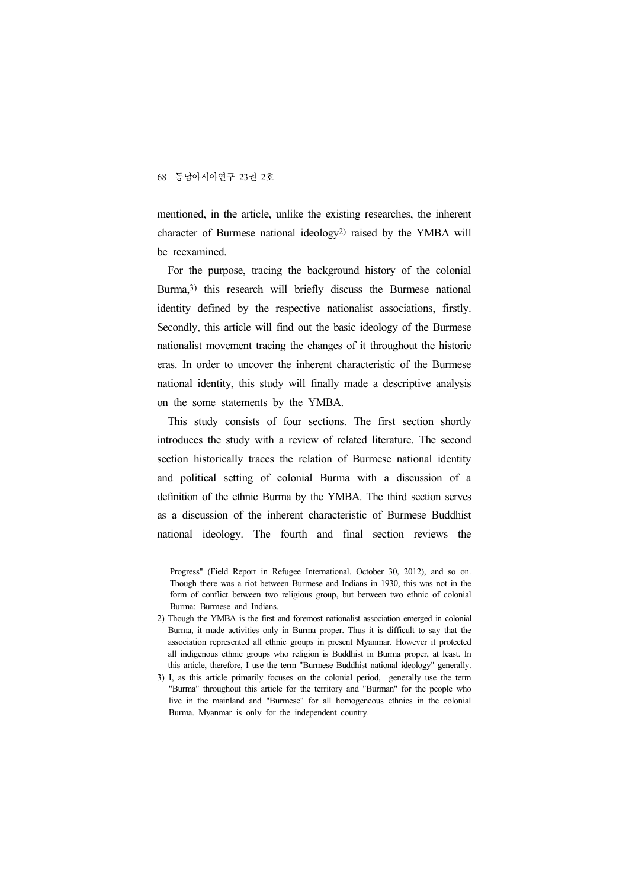mentioned, in the article, unlike the existing researches, the inherent character of Burmese national ideology[2] raised by the YMBA will be reexamined.

For the purpose, tracing the background history of the colonial Burma,[3] this research will briefly discuss the Burmese national identity defined by the respective nationalist associations, firstly. Secondly, this article will find out the basic ideology of the Burmese nationalist movement tracing the changes of it throughout the historic eras. In order to uncover the inherent characteristic of the Burmese national identity, this study will finally made a descriptive analysis on the some statements by the YMBA.

This study consists of four sections. The first section shortly introduces the study with a review of related literature. The second section historically traces the relation of Burmese national identity and political setting of colonial Burma with a discussion of a definition of the ethnic Burma by the YMBA. The third section serves as a discussion of the inherent characteristic of Burmese Buddhist national ideology. The fourth and final section reviews the

---

Progress" (Field Report in Refugee International. October 30, 2012), and so on. Though there was a riot between Burmese and Indians in 1930, this was not in the form of conflict between two religious group, but between two ethnic of colonial Burma: Burmese and Indians.

2) Though the YMBA is the first and foremost nationalist association emerged in colonial Burma, it made activities only in Burma proper. Thus it is difficult to say that the association represented all ethnic groups in present Myanmar. However it protected all indigenous ethnic groups who religion is Buddhist in Burma proper, at least. In this article, therefore, I use the term "Burmese Buddhist national ideology" generally.

3) I, as this article primarily focuses on the colonial period, generally use the term "Burma" throughout this article for the territory and "Burman" for the people who live in the mainland and "Burmese" for all homogeneous ethnics in the colonial Burma. Myanmar is only for the independent country.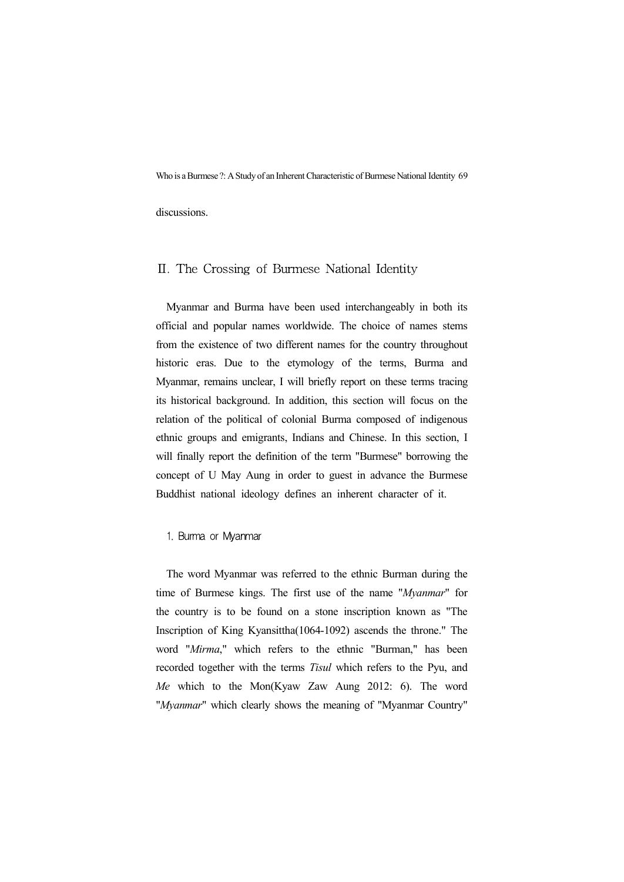discussions.

## II. The Crossing of Burmese National Identity

Myanmar and Burma have been used interchangeably in both its official and popular names worldwide. The choice of names stems from the existence of two different names for the country throughout historic eras. Due to the etymology of the terms, Burma and Myanmar, remains unclear, I will briefly report on these terms tracing its historical background. In addition, this section will focus on the relation of the political of colonial Burma composed of indigenous ethnic groups and emigrants, Indians and Chinese. In this section, I will finally report the definition of the term "Burmese" borrowing the concept of U May Aung in order to guest in advance the Burmese Buddhist national ideology defines an inherent character of it.

### 1. Burma or Myanmar

The word Myanmar was referred to the ethnic Burman during the time of Burmese kings. The first use of the name "*Myanmar*" for the country is to be found on a stone inscription known as "The Inscription of King Kyansittha(1064-1092) ascends the throne." The word "*Mirma*," which refers to the ethnic "Burman," has been recorded together with the terms *Tisul* which refers to the Pyu, and *Me* which to the Mon(Kyaw Zaw Aung 2012: 6). The word "*Myanmar*" which clearly shows the meaning of "Myanmar Country"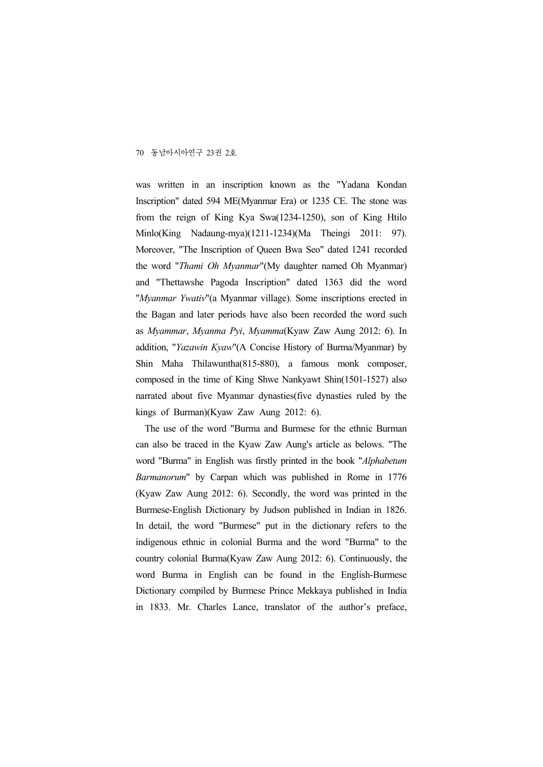was written in an inscription known as the "Yadana Kondan Inscription" dated 594 ME(Myanmar Era) or 1235 CE. The stone was from the reign of King Kya Swa(1234-1250), son of King Htilo Minlo(King Nadaung-mya)(1211-1234)(Ma Theingi 2011: 97). Moreover, "The Inscription of Queen Bwa Seo" dated 1241 recorded the word "*Thami Oh Myanmar*"(My daughter named Oh Myanmar) and "Thettawshe Pagoda Inscription" dated 1363 did the word "*Myanmar Ywativ*"(a Myanmar village). Some inscriptions erected in the Bagan and later periods have also been recorded the word such as *Myammar*, *Myanma Pyi*, *Myamma*(Kyaw Zaw Aung 2012: 6). In addition, "*Yazawin Kyaw*"(A Concise History of Burma/Myanmar) by Shin Maha Thilawuntha(815-880), a famous monk composer, composed in the time of King Shwe Nankyawt Shin(1501-1527) also narrated about five Myanmar dynasties(five dynasties ruled by the kings of Burman)(Kyaw Zaw Aung 2012: 6).

The use of the word "Burma and Burmese for the ethnic Burman can also be traced in the Kyaw Zaw Aung's article as belows. "The word "Burma" in English was firstly printed in the book "*Alphabetum Barmanorum*" by Carpan which was published in Rome in 1776 (Kyaw Zaw Aung 2012: 6). Secondly, the word was printed in the Burmese-English Dictionary by Judson published in Indian in 1826. In detail, the word "Burmese" put in the dictionary refers to the indigenous ethnic in colonial Burma and the word "Burma" to the country colonial Burma(Kyaw Zaw Aung 2012: 6). Continuously, the word Burma in English can be found in the English-Burmese Dictionary compiled by Burmese Prince Mekkaya published in India in 1833. Mr. Charles Lance, translator of the author's preface,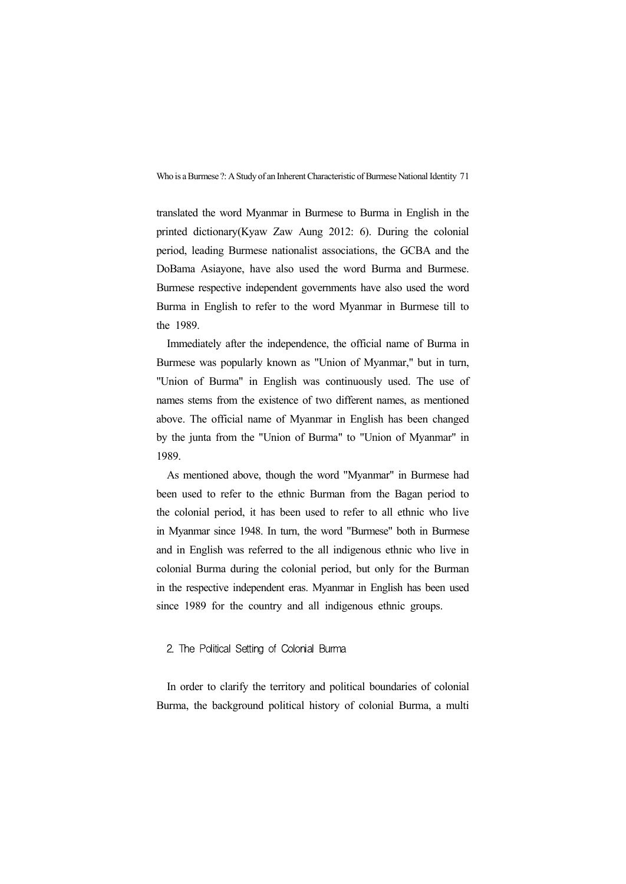translated the word Myanmar in Burmese to Burma in English in the printed dictionary(Kyaw Zaw Aung 2012: 6). During the colonial period, leading Burmese nationalist associations, the GCBA and the DoBama Asiayone, have also used the word Burma and Burmese. Burmese respective independent governments have also used the word Burma in English to refer to the word Myanmar in Burmese till to the 1989.

Immediately after the independence, the official name of Burma in Burmese was popularly known as "Union of Myanmar," but in turn, "Union of Burma" in English was continuously used. The use of names stems from the existence of two different names, as mentioned above. The official name of Myanmar in English has been changed by the junta from the "Union of Burma" to "Union of Myanmar" in 1989.

As mentioned above, though the word "Myanmar" in Burmese had been used to refer to the ethnic Burman from the Bagan period to the colonial period, it has been used to refer to all ethnic who live in Myanmar since 1948. In turn, the word "Burmese" both in Burmese and in English was referred to the all indigenous ethnic who live in colonial Burma during the colonial period, but only for the Burman in the respective independent eras. Myanmar in English has been used since 1989 for the country and all indigenous ethnic groups.

## 2. The Political Setting of Colonial Burma

In order to clarify the territory and political boundaries of colonial Burma, the background political history of colonial Burma, a multi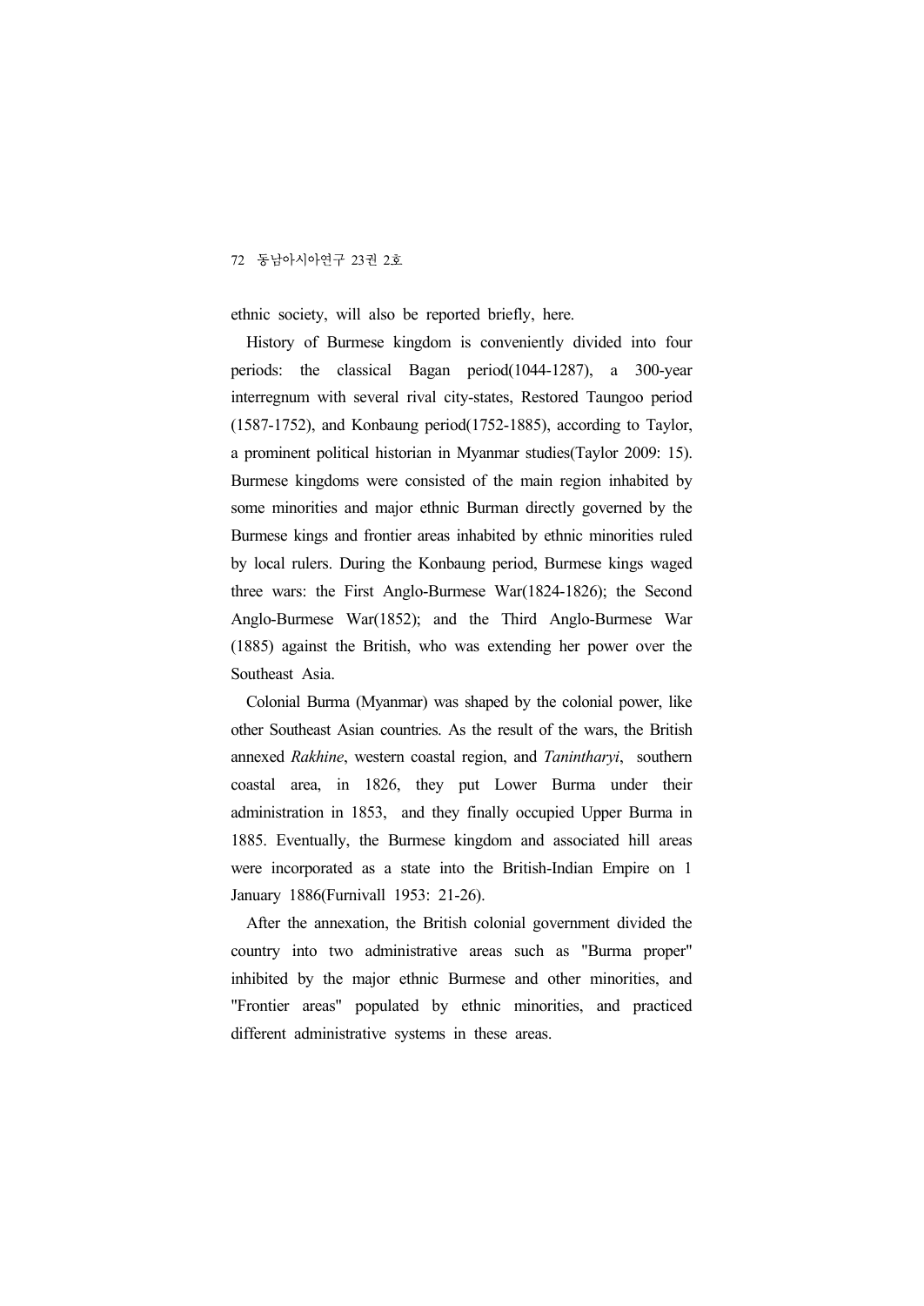ethnic society, will also be reported briefly, here.

History of Burmese kingdom is conveniently divided into four periods: the classical Bagan period(1044-1287), a 300-year interregnum with several rival city-states, Restored Taungoo period (1587-1752), and Konbaung period(1752-1885), according to Taylor, a prominent political historian in Myanmar studies(Taylor 2009: 15). Burmese kingdoms were consisted of the main region inhabited by some minorities and major ethnic Burman directly governed by the Burmese kings and frontier areas inhabited by ethnic minorities ruled by local rulers. During the Konbaung period, Burmese kings waged three wars: the First Anglo-Burmese War(1824-1826); the Second Anglo-Burmese War(1852); and the Third Anglo-Burmese War (1885) against the British, who was extending her power over the Southeast Asia.

Colonial Burma (Myanmar) was shaped by the colonial power, like other Southeast Asian countries. As the result of the wars, the British annexed *Rakhine*, western coastal region, and *Tanintharyi*, southern coastal area, in 1826, they put Lower Burma under their administration in 1853, and they finally occupied Upper Burma in 1885. Eventually, the Burmese kingdom and associated hill areas were incorporated as a state into the British-Indian Empire on 1 January 1886(Furnivall 1953: 21-26).

After the annexation, the British colonial government divided the country into two administrative areas such as "Burma proper" inhibited by the major ethnic Burmese and other minorities, and "Frontier areas" populated by ethnic minorities, and practiced different administrative systems in these areas.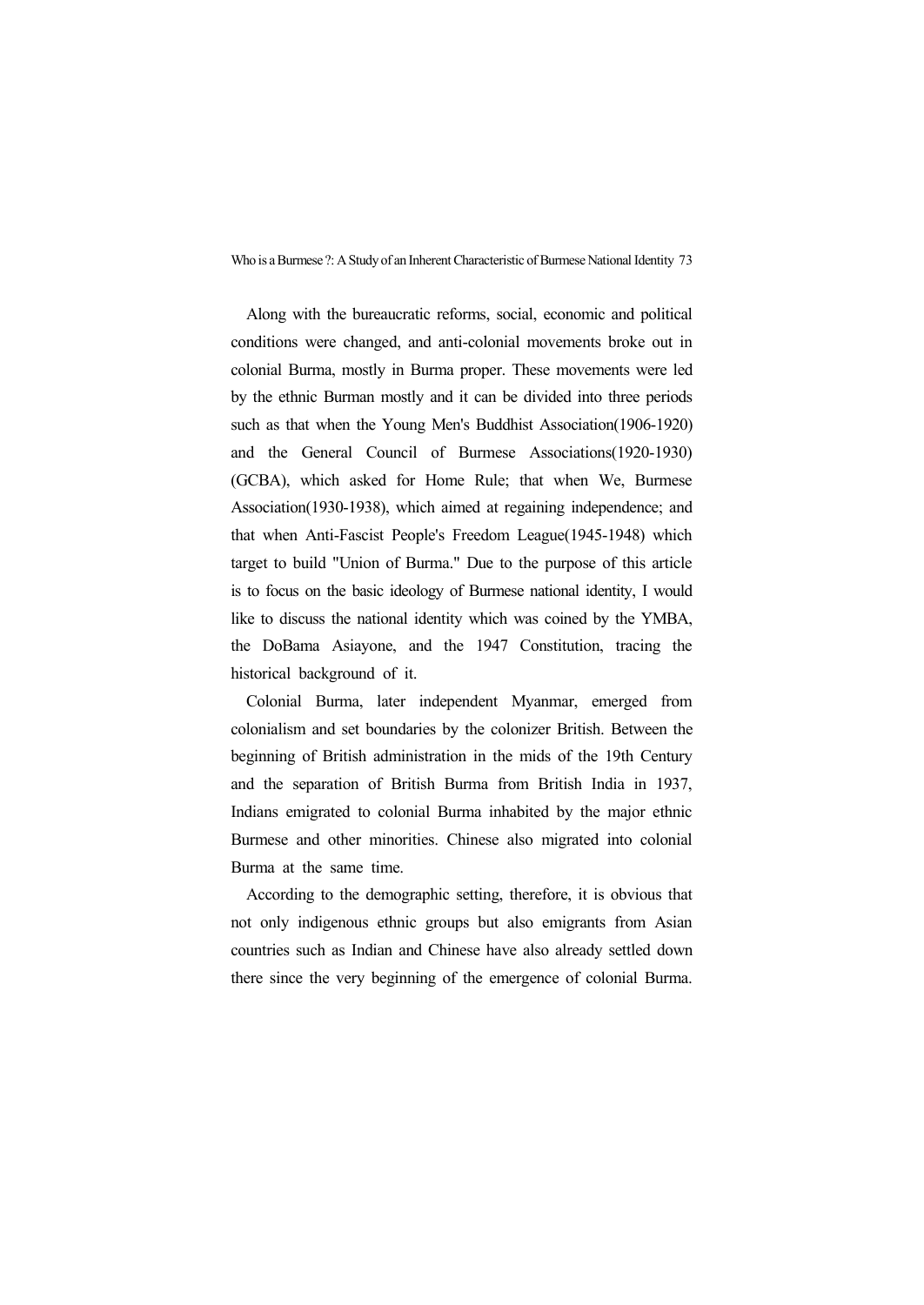Along with the bureaucratic reforms, social, economic and political conditions were changed, and anti-colonial movements broke out in colonial Burma, mostly in Burma proper. These movements were led by the ethnic Burman mostly and it can be divided into three periods such as that when the Young Men's Buddhist Association(1906-1920) and the General Council of Burmese Associations(1920-1930) (GCBA), which asked for Home Rule; that when We, Burmese Association(1930-1938), which aimed at regaining independence; and that when Anti-Fascist People's Freedom League(1945-1948) which target to build "Union of Burma." Due to the purpose of this article is to focus on the basic ideology of Burmese national identity, I would like to discuss the national identity which was coined by the YMBA, the DoBama Asiayone, and the 1947 Constitution, tracing the historical background of it.

Colonial Burma, later independent Myanmar, emerged from colonialism and set boundaries by the colonizer British. Between the beginning of British administration in the mids of the 19th Century and the separation of British Burma from British India in 1937, Indians emigrated to colonial Burma inhabited by the major ethnic Burmese and other minorities. Chinese also migrated into colonial Burma at the same time.

According to the demographic setting, therefore, it is obvious that not only indigenous ethnic groups but also emigrants from Asian countries such as Indian and Chinese have also already settled down there since the very beginning of the emergence of colonial Burma.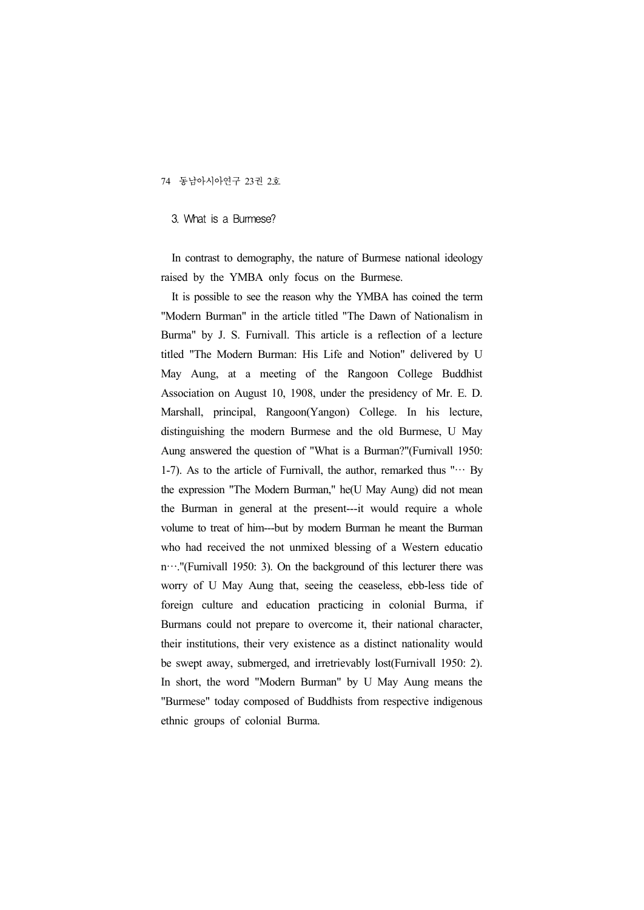## 3. What is a Burmese?

In contrast to demography, the nature of Burmese national ideology raised by the YMBA only focus on the Burmese.

It is possible to see the reason why the YMBA has coined the term "Modern Burman" in the article titled "The Dawn of Nationalism in Burma" by J. S. Furnivall. This article is a reflection of a lecture titled "The Modern Burman: His Life and Notion" delivered by U May Aung, at a meeting of the Rangoon College Buddhist Association on August 10, 1908, under the presidency of Mr. E. D. Marshall, principal, Rangoon(Yangon) College. In his lecture, distinguishing the modern Burmese and the old Burmese, U May Aung answered the question of "What is a Burman?"(Furnivall 1950: 1-7). As to the article of Furnivall, the author, remarked thus "··· By the expression "The Modern Burman," he(U May Aung) did not mean the Burman in general at the present---it would require a whole volume to treat of him---but by modern Burman he meant the Burman who had received the not unmixed blessing of a Western education···."(Furnivall 1950: 3). On the background of this lecturer there was worry of U May Aung that, seeing the ceaseless, ebb-less tide of foreign culture and education practicing in colonial Burma, if Burmans could not prepare to overcome it, their national character, their institutions, their very existence as a distinct nationality would be swept away, submerged, and irretrievably lost(Furnivall 1950: 2). In short, the word "Modern Burman" by U May Aung means the "Burmese" today composed of Buddhists from respective indigenous ethnic groups of colonial Burma.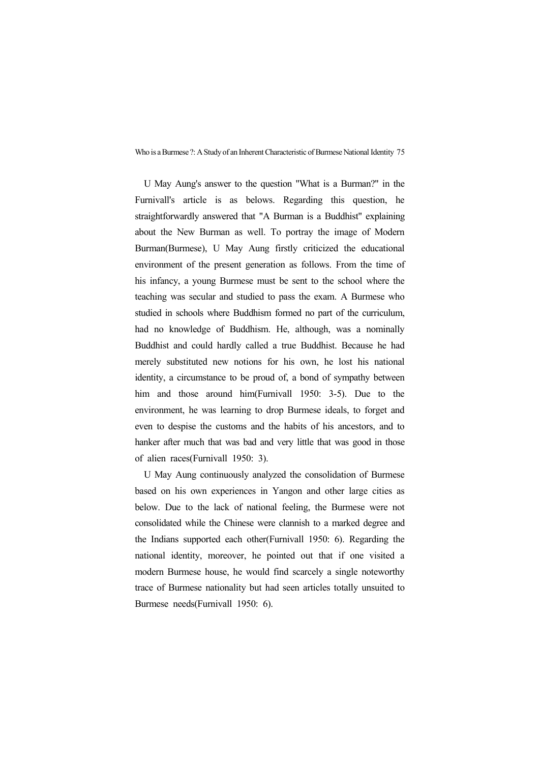U May Aung's answer to the question "What is a Burman?" in the Furnivall's article is as belows. Regarding this question, he straightforwardly answered that "A Burman is a Buddhist" explaining about the New Burman as well. To portray the image of Modern Burman(Burmese), U May Aung firstly criticized the educational environment of the present generation as follows. From the time of his infancy, a young Burmese must be sent to the school where the teaching was secular and studied to pass the exam. A Burmese who studied in schools where Buddhism formed no part of the curriculum, had no knowledge of Buddhism. He, although, was a nominally Buddhist and could hardly called a true Buddhist. Because he had merely substituted new notions for his own, he lost his national identity, a circumstance to be proud of, a bond of sympathy between him and those around him(Furnivall 1950: 3-5). Due to the environment, he was learning to drop Burmese ideals, to forget and even to despise the customs and the habits of his ancestors, and to hanker after much that was bad and very little that was good in those of alien races(Furnivall 1950: 3).

U May Aung continuously analyzed the consolidation of Burmese based on his own experiences in Yangon and other large cities as below. Due to the lack of national feeling, the Burmese were not consolidated while the Chinese were clannish to a marked degree and the Indians supported each other(Furnivall 1950: 6). Regarding the national identity, moreover, he pointed out that if one visited a modern Burmese house, he would find scarcely a single noteworthy trace of Burmese nationality but had seen articles totally unsuited to Burmese needs(Furnivall 1950: 6).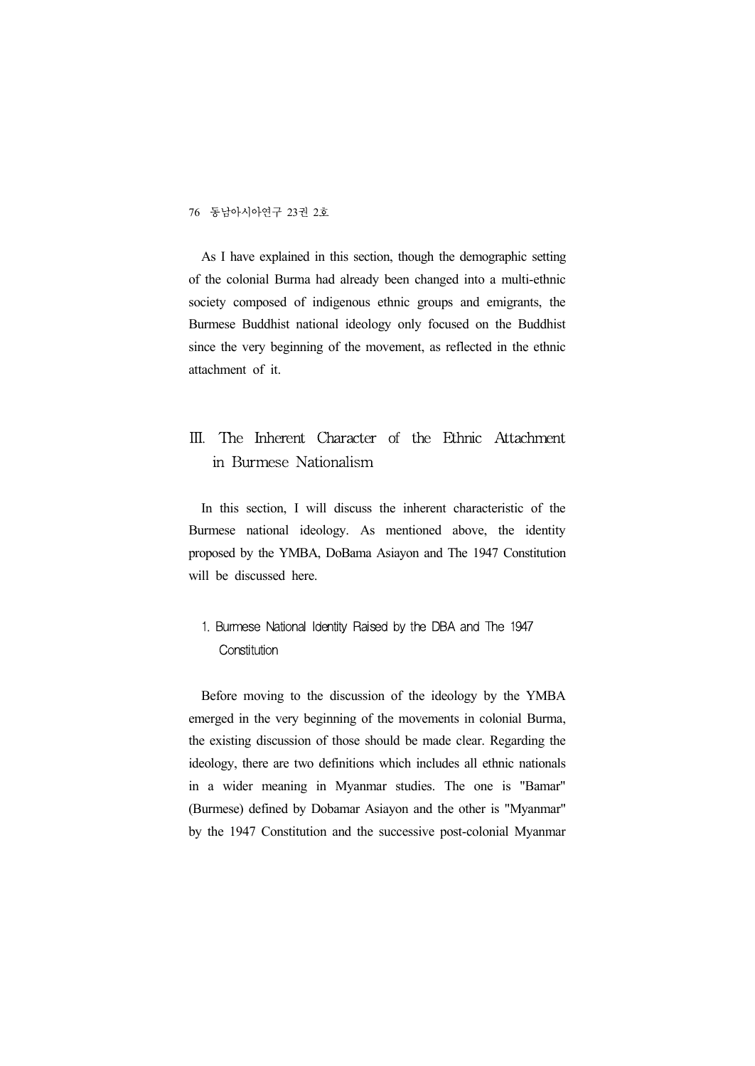As I have explained in this section, though the demographic setting of the colonial Burma had already been changed into a multi-ethnic society composed of indigenous ethnic groups and emigrants, the Burmese Buddhist national ideology only focused on the Buddhist since the very beginning of the movement, as reflected in the ethnic attachment of it.

## III. The Inherent Character of the Ethnic Attachment in Burmese Nationalism

In this section, I will discuss the inherent characteristic of the Burmese national ideology. As mentioned above, the identity proposed by the YMBA, DoBama Asiayon and The 1947 Constitution will be discussed here.

### 1. Burmese National Identity Raised by the DBA and The 1947 Constitution

Before moving to the discussion of the ideology by the YMBA emerged in the very beginning of the movements in colonial Burma, the existing discussion of those should be made clear. Regarding the ideology, there are two definitions which includes all ethnic nationals in a wider meaning in Myanmar studies. The one is "Bamar" (Burmese) defined by Dobamar Asiayon and the other is "Myanmar" by the 1947 Constitution and the successive post-colonial Myanmar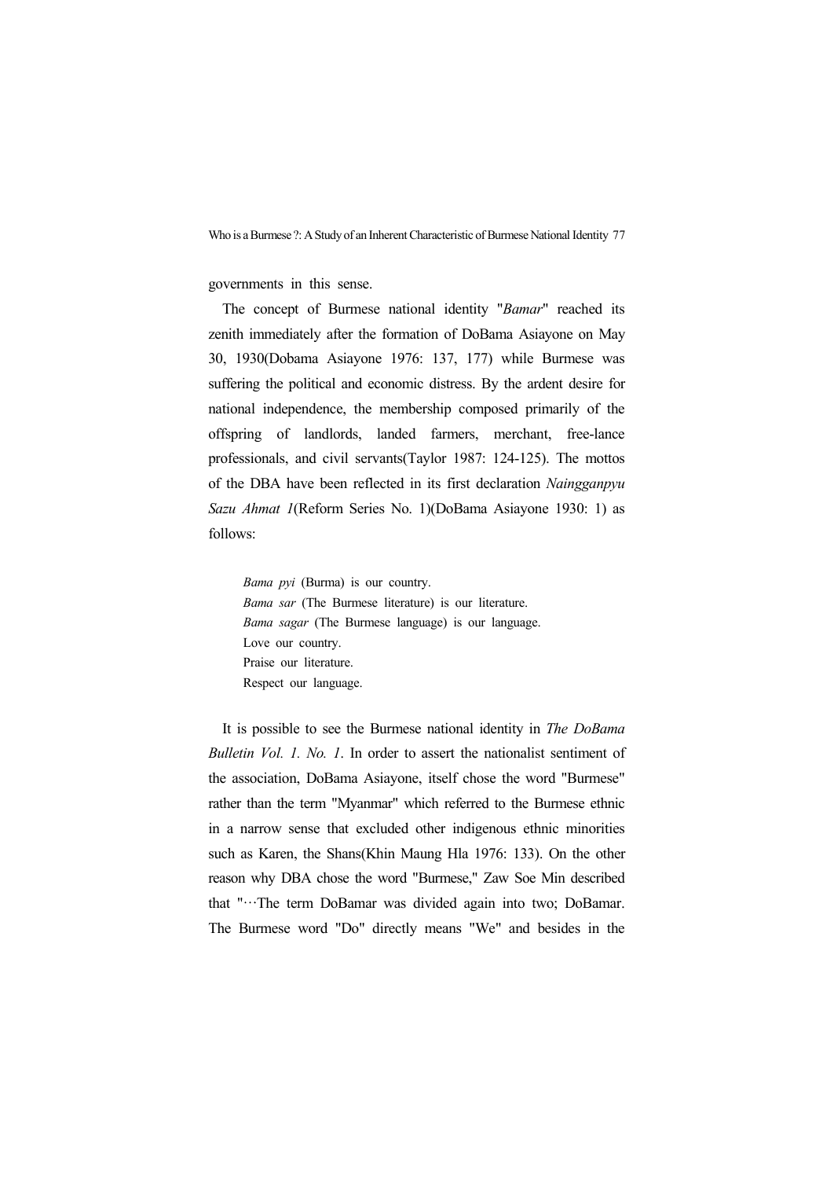governments in this sense.

The concept of Burmese national identity "*Bamar*" reached its zenith immediately after the formation of DoBama Asiayone on May 30, 1930(Dobama Asiayone 1976: 137, 177) while Burmese was suffering the political and economic distress. By the ardent desire for national independence, the membership composed primarily of the offspring of landlords, landed farmers, merchant, free-lance professionals, and civil servants(Taylor 1987: 124-125). The mottos of the DBA have been reflected in its first declaration *Naingganpyu Sazu Ahmat 1*(Reform Series No. 1)(DoBama Asiayone 1930: 1) as follows:

> *Bama pyi* (Burma) is our country.
> *Bama sar* (The Burmese literature) is our literature.
> *Bama sagar* (The Burmese language) is our language.
> Love our country.
> Praise our literature.
> Respect our language.

It is possible to see the Burmese national identity in *The DoBama Bulletin Vol. 1. No. 1*. In order to assert the nationalist sentiment of the association, DoBama Asiayone, itself chose the word "Burmese" rather than the term "Myanmar" which referred to the Burmese ethnic in a narrow sense that excluded other indigenous ethnic minorities such as Karen, the Shans(Khin Maung Hla 1976: 133). On the other reason why DBA chose the word "Burmese," Zaw Soe Min described that "···The term DoBamar was divided again into two; DoBamar. The Burmese word "Do" directly means "We" and besides in the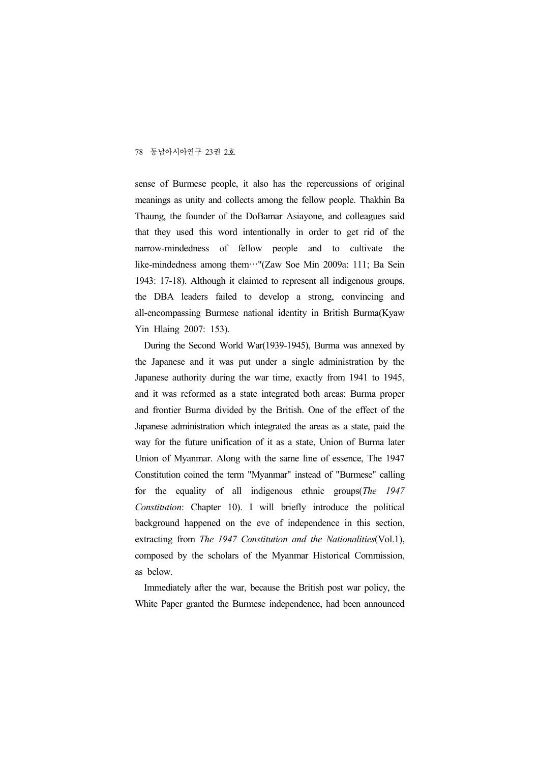sense of Burmese people, it also has the repercussions of original meanings as unity and collects among the fellow people. Thakhin Ba Thaung, the founder of the DoBamar Asiayone, and colleagues said that they used this word intentionally in order to get rid of the narrow-mindedness of fellow people and to cultivate the like-mindedness among them…"(Zaw Soe Min 2009a: 111; Ba Sein 1943: 17-18). Although it claimed to represent all indigenous groups, the DBA leaders failed to develop a strong, convincing and all-encompassing Burmese national identity in British Burma(Kyaw Yin Hlaing 2007: 153).

During the Second World War(1939-1945), Burma was annexed by the Japanese and it was put under a single administration by the Japanese authority during the war time, exactly from 1941 to 1945, and it was reformed as a state integrated both areas: Burma proper and frontier Burma divided by the British. One of the effect of the Japanese administration which integrated the areas as a state, paid the way for the future unification of it as a state, Union of Burma later Union of Myanmar. Along with the same line of essence, The 1947 Constitution coined the term "Myanmar" instead of "Burmese" calling for the equality of all indigenous ethnic groups(*The 1947 Constitution*: Chapter 10). I will briefly introduce the political background happened on the eve of independence in this section, extracting from *The 1947 Constitution and the Nationalities*(Vol.1), composed by the scholars of the Myanmar Historical Commission, as below.

Immediately after the war, because the British post war policy, the White Paper granted the Burmese independence, had been announced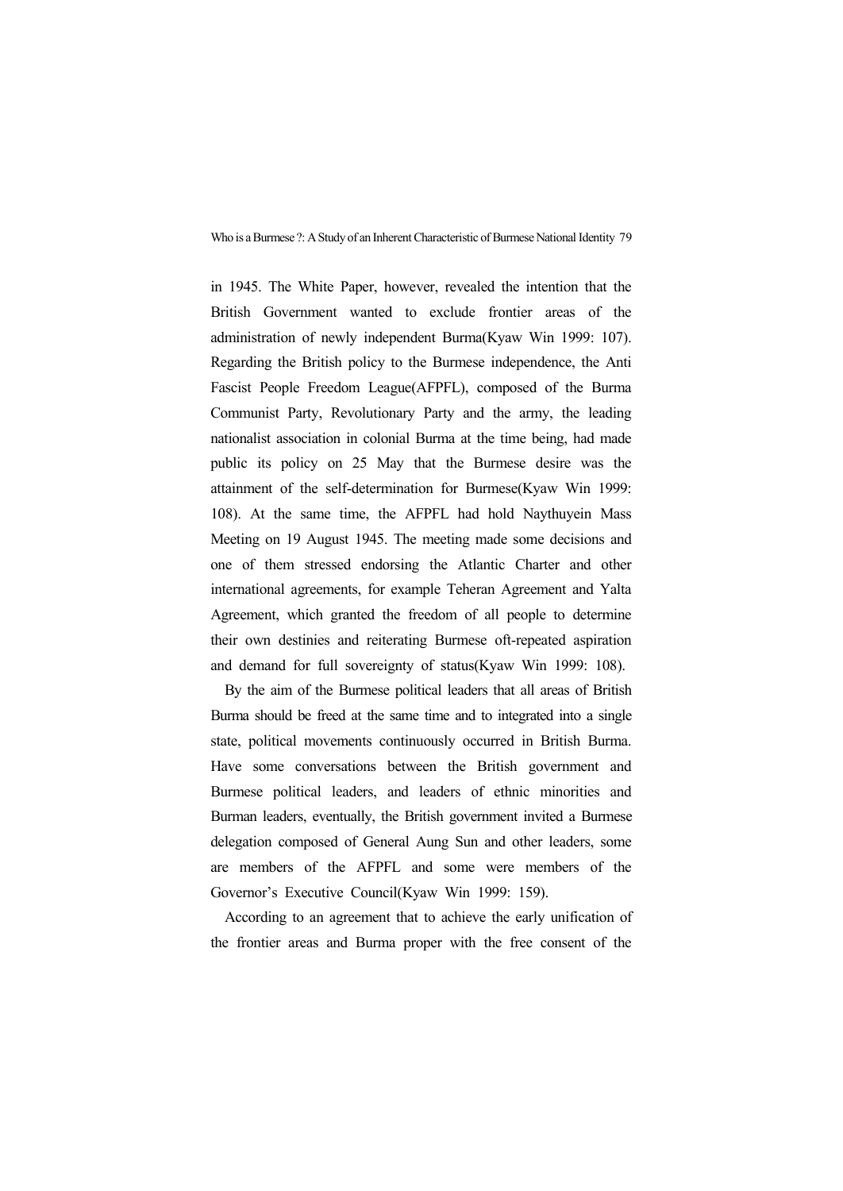in 1945. The White Paper, however, revealed the intention that the British Government wanted to exclude frontier areas of the administration of newly independent Burma(Kyaw Win 1999: 107). Regarding the British policy to the Burmese independence, the Anti Fascist People Freedom League(AFPFL), composed of the Burma Communist Party, Revolutionary Party and the army, the leading nationalist association in colonial Burma at the time being, had made public its policy on 25 May that the Burmese desire was the attainment of the self-determination for Burmese(Kyaw Win 1999: 108). At the same time, the AFPFL had hold Naythuyein Mass Meeting on 19 August 1945. The meeting made some decisions and one of them stressed endorsing the Atlantic Charter and other international agreements, for example Teheran Agreement and Yalta Agreement, which granted the freedom of all people to determine their own destinies and reiterating Burmese oft-repeated aspiration and demand for full sovereignty of status(Kyaw Win 1999: 108).

By the aim of the Burmese political leaders that all areas of British Burma should be freed at the same time and to integrated into a single state, political movements continuously occurred in British Burma. Have some conversations between the British government and Burmese political leaders, and leaders of ethnic minorities and Burman leaders, eventually, the British government invited a Burmese delegation composed of General Aung Sun and other leaders, some are members of the AFPFL and some were members of the Governor's Executive Council(Kyaw Win 1999: 159).

According to an agreement that to achieve the early unification of the frontier areas and Burma proper with the free consent of the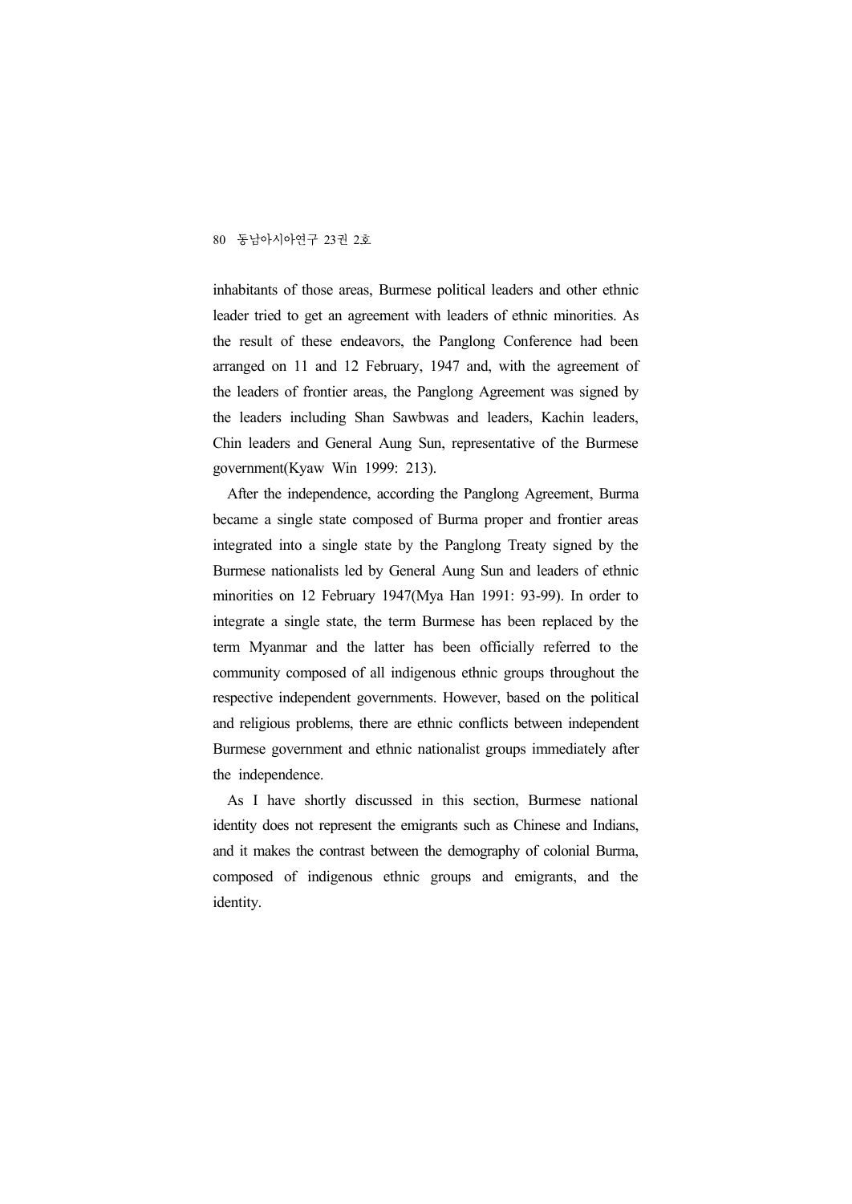inhabitants of those areas, Burmese political leaders and other ethnic leader tried to get an agreement with leaders of ethnic minorities. As the result of these endeavors, the Panglong Conference had been arranged on 11 and 12 February, 1947 and, with the agreement of the leaders of frontier areas, the Panglong Agreement was signed by the leaders including Shan Sawbwas and leaders, Kachin leaders, Chin leaders and General Aung Sun, representative of the Burmese government(Kyaw Win 1999: 213).

After the independence, according the Panglong Agreement, Burma became a single state composed of Burma proper and frontier areas integrated into a single state by the Panglong Treaty signed by the Burmese nationalists led by General Aung Sun and leaders of ethnic minorities on 12 February 1947(Mya Han 1991: 93-99). In order to integrate a single state, the term Burmese has been replaced by the term Myanmar and the latter has been officially referred to the community composed of all indigenous ethnic groups throughout the respective independent governments. However, based on the political and religious problems, there are ethnic conflicts between independent Burmese government and ethnic nationalist groups immediately after the independence.

As I have shortly discussed in this section, Burmese national identity does not represent the emigrants such as Chinese and Indians, and it makes the contrast between the demography of colonial Burma, composed of indigenous ethnic groups and emigrants, and the identity.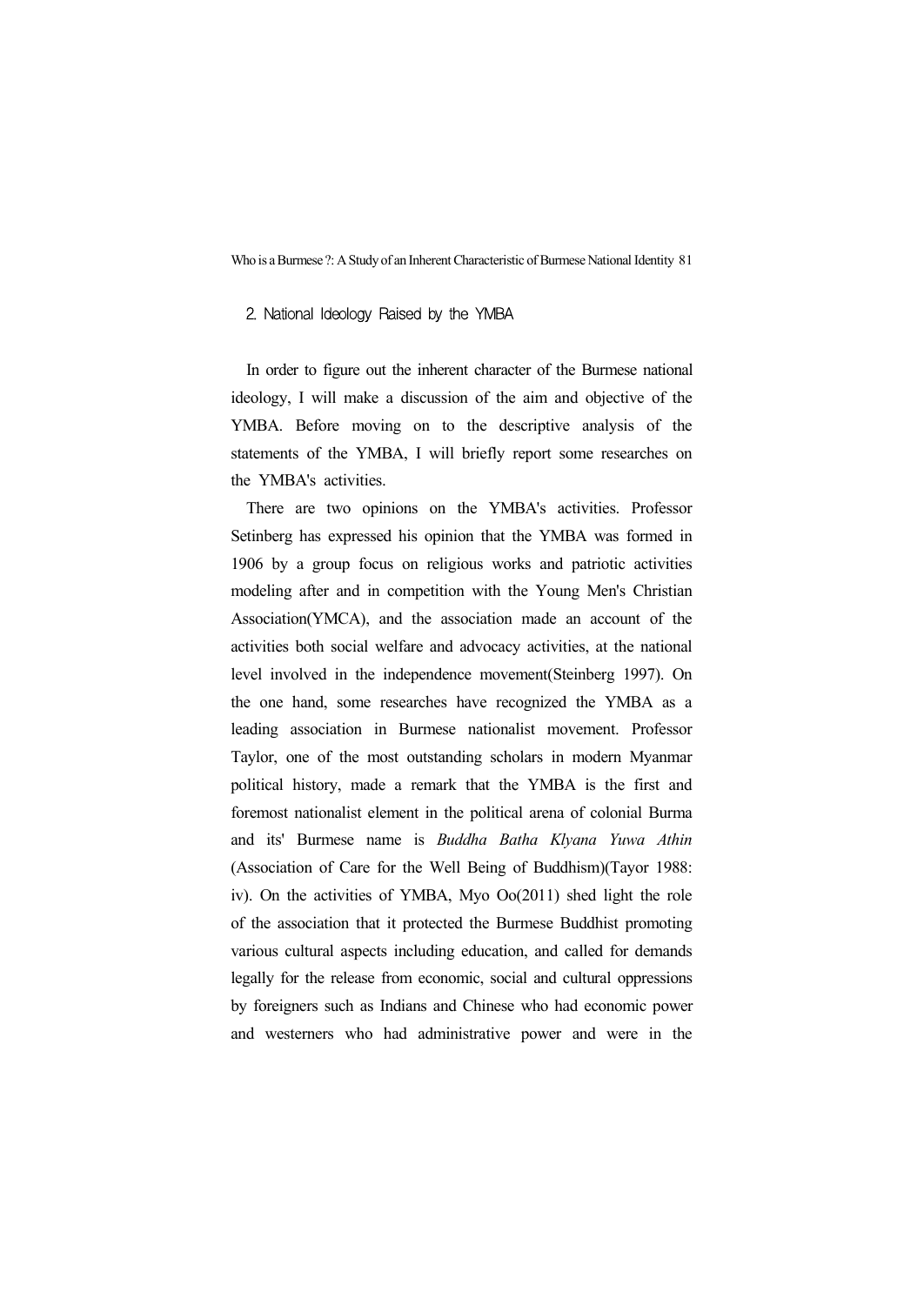## 2. National Ideology Raised by the YMBA

In order to figure out the inherent character of the Burmese national ideology, I will make a discussion of the aim and objective of the YMBA. Before moving on to the descriptive analysis of the statements of the YMBA, I will briefly report some researches on the YMBA's activities.

There are two opinions on the YMBA's activities. Professor Setinberg has expressed his opinion that the YMBA was formed in 1906 by a group focus on religious works and patriotic activities modeling after and in competition with the Young Men's Christian Association(YMCA), and the association made an account of the activities both social welfare and advocacy activities, at the national level involved in the independence movement(Steinberg 1997). On the one hand, some researches have recognized the YMBA as a leading association in Burmese nationalist movement. Professor Taylor, one of the most outstanding scholars in modern Myanmar political history, made a remark that the YMBA is the first and foremost nationalist element in the political arena of colonial Burma and its' Burmese name is *Buddha Batha Klyana Yuwa Athin* (Association of Care for the Well Being of Buddhism)(Tayor 1988: iv). On the activities of YMBA, Myo Oo(2011) shed light the role of the association that it protected the Burmese Buddhist promoting various cultural aspects including education, and called for demands legally for the release from economic, social and cultural oppressions by foreigners such as Indians and Chinese who had economic power and westerners who had administrative power and were in the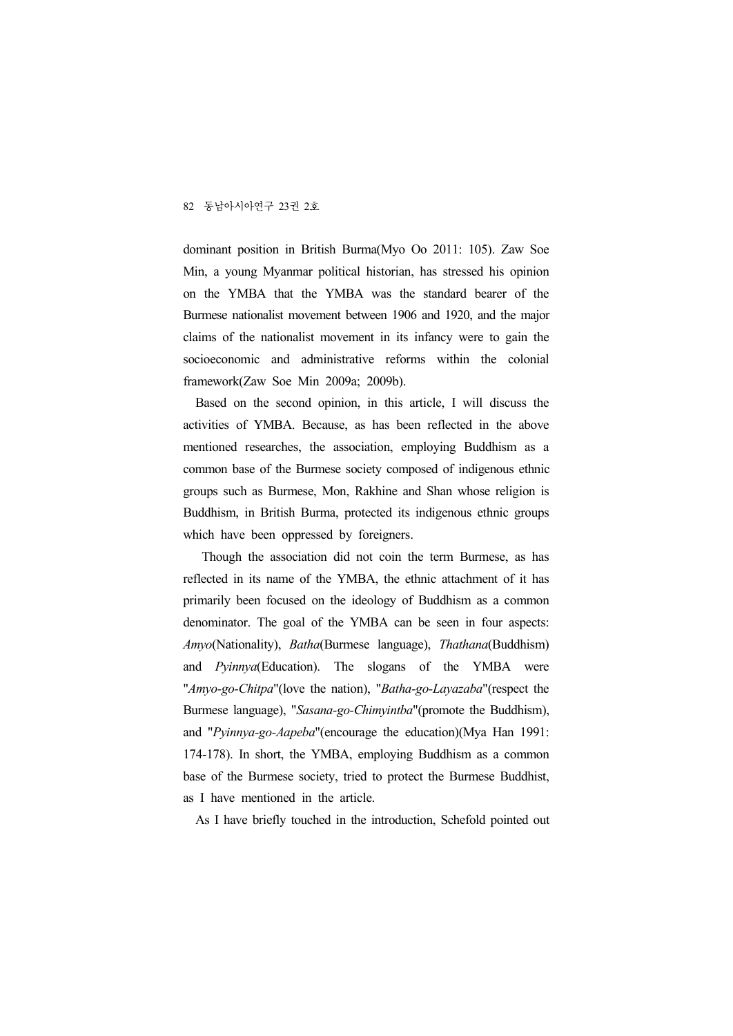dominant position in British Burma(Myo Oo 2011: 105). Zaw Soe Min, a young Myanmar political historian, has stressed his opinion on the YMBA that the YMBA was the standard bearer of the Burmese nationalist movement between 1906 and 1920, and the major claims of the nationalist movement in its infancy were to gain the socioeconomic and administrative reforms within the colonial framework(Zaw Soe Min 2009a; 2009b).

Based on the second opinion, in this article, I will discuss the activities of YMBA. Because, as has been reflected in the above mentioned researches, the association, employing Buddhism as a common base of the Burmese society composed of indigenous ethnic groups such as Burmese, Mon, Rakhine and Shan whose religion is Buddhism, in British Burma, protected its indigenous ethnic groups which have been oppressed by foreigners.

Though the association did not coin the term Burmese, as has reflected in its name of the YMBA, the ethnic attachment of it has primarily been focused on the ideology of Buddhism as a common denominator. The goal of the YMBA can be seen in four aspects: *Amyo*(Nationality), *Batha*(Burmese language), *Thathana*(Buddhism) and *Pyinnya*(Education). The slogans of the YMBA were "*Amyo-go-Chitpa*"(love the nation), "*Batha-go-Layazaba*"(respect the Burmese language), "*Sasana-go-Chimyintba*"(promote the Buddhism), and "*Pyinnya-go-Aapeba*"(encourage the education)(Mya Han 1991: 174-178). In short, the YMBA, employing Buddhism as a common base of the Burmese society, tried to protect the Burmese Buddhist, as I have mentioned in the article.

As I have briefly touched in the introduction, Schefold pointed out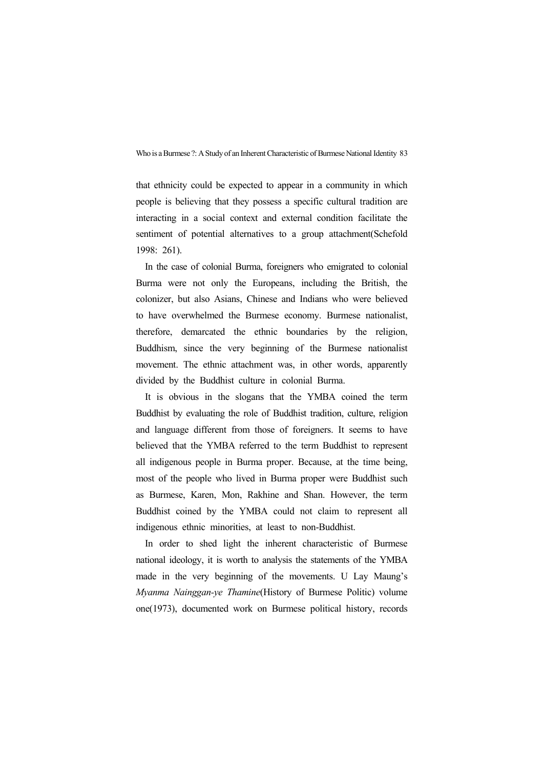that ethnicity could be expected to appear in a community in which people is believing that they possess a specific cultural tradition are interacting in a social context and external condition facilitate the sentiment of potential alternatives to a group attachment(Schefold 1998: 261).

In the case of colonial Burma, foreigners who emigrated to colonial Burma were not only the Europeans, including the British, the colonizer, but also Asians, Chinese and Indians who were believed to have overwhelmed the Burmese economy. Burmese nationalist, therefore, demarcated the ethnic boundaries by the religion, Buddhism, since the very beginning of the Burmese nationalist movement. The ethnic attachment was, in other words, apparently divided by the Buddhist culture in colonial Burma.

It is obvious in the slogans that the YMBA coined the term Buddhist by evaluating the role of Buddhist tradition, culture, religion and language different from those of foreigners. It seems to have believed that the YMBA referred to the term Buddhist to represent all indigenous people in Burma proper. Because, at the time being, most of the people who lived in Burma proper were Buddhist such as Burmese, Karen, Mon, Rakhine and Shan. However, the term Buddhist coined by the YMBA could not claim to represent all indigenous ethnic minorities, at least to non-Buddhist.

In order to shed light the inherent characteristic of Burmese national ideology, it is worth to analysis the statements of the YMBA made in the very beginning of the movements. U Lay Maung's *Myanma Nainggan-ye Thamine*(History of Burmese Politic) volume one(1973), documented work on Burmese political history, records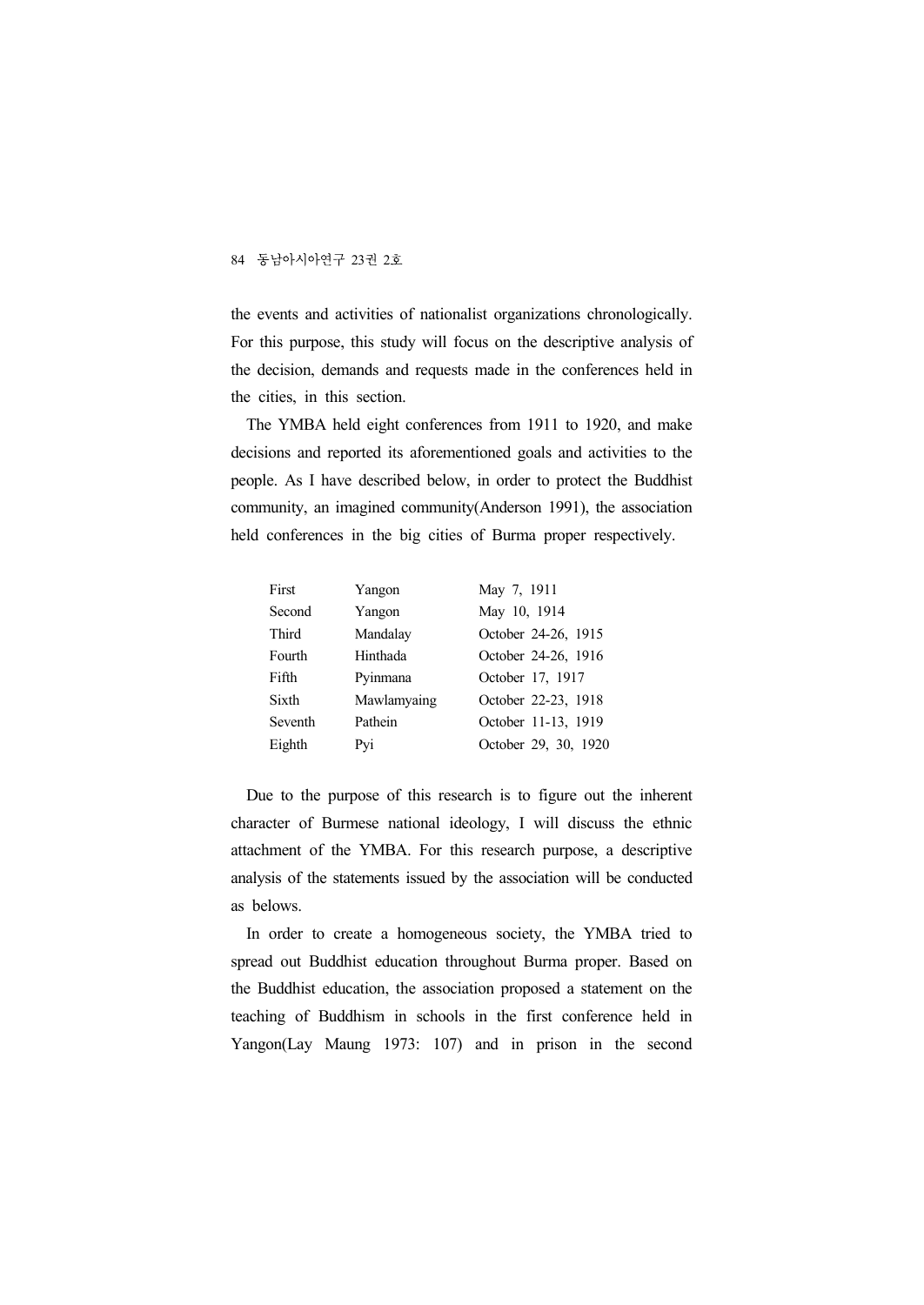the events and activities of nationalist organizations chronologically. For this purpose, this study will focus on the descriptive analysis of the decision, demands and requests made in the conferences held in the cities, in this section.

The YMBA held eight conferences from 1911 to 1920, and make decisions and reported its aforementioned goals and activities to the people. As I have described below, in order to protect the Buddhist community, an imagined community(Anderson 1991), the association held conferences in the big cities of Burma proper respectively.

| | | |
|---|---|---|
| First | Yangon | May 7, 1911 |
| Second | Yangon | May 10, 1914 |
| Third | Mandalay | October 24-26, 1915 |
| Fourth | Hinthada | October 24-26, 1916 |
| Fifth | Pyinmana | October 17, 1917 |
| Sixth | Mawlamyaing | October 22-23, 1918 |
| Seventh | Pathein | October 11-13, 1919 |
| Eighth | Pyi | October 29, 30, 1920 |

Due to the purpose of this research is to figure out the inherent character of Burmese national ideology, I will discuss the ethnic attachment of the YMBA. For this research purpose, a descriptive analysis of the statements issued by the association will be conducted as belows.

In order to create a homogeneous society, the YMBA tried to spread out Buddhist education throughout Burma proper. Based on the Buddhist education, the association proposed a statement on the teaching of Buddhism in schools in the first conference held in Yangon(Lay Maung 1973: 107) and in prison in the second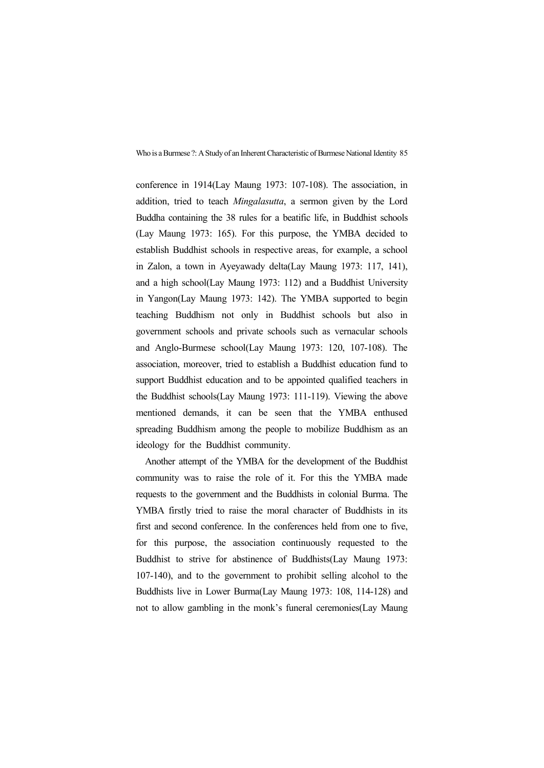conference in 1914(Lay Maung 1973: 107-108). The association, in addition, tried to teach *Mingalasutta*, a sermon given by the Lord Buddha containing the 38 rules for a beatific life, in Buddhist schools (Lay Maung 1973: 165). For this purpose, the YMBA decided to establish Buddhist schools in respective areas, for example, a school in Zalon, a town in Ayeyawady delta(Lay Maung 1973: 117, 141), and a high school(Lay Maung 1973: 112) and a Buddhist University in Yangon(Lay Maung 1973: 142). The YMBA supported to begin teaching Buddhism not only in Buddhist schools but also in government schools and private schools such as vernacular schools and Anglo-Burmese school(Lay Maung 1973: 120, 107-108). The association, moreover, tried to establish a Buddhist education fund to support Buddhist education and to be appointed qualified teachers in the Buddhist schools(Lay Maung 1973: 111-119). Viewing the above mentioned demands, it can be seen that the YMBA enthused spreading Buddhism among the people to mobilize Buddhism as an ideology for the Buddhist community.

Another attempt of the YMBA for the development of the Buddhist community was to raise the role of it. For this the YMBA made requests to the government and the Buddhists in colonial Burma. The YMBA firstly tried to raise the moral character of Buddhists in its first and second conference. In the conferences held from one to five, for this purpose, the association continuously requested to the Buddhist to strive for abstinence of Buddhists(Lay Maung 1973: 107-140), and to the government to prohibit selling alcohol to the Buddhists live in Lower Burma(Lay Maung 1973: 108, 114-128) and not to allow gambling in the monk's funeral ceremonies(Lay Maung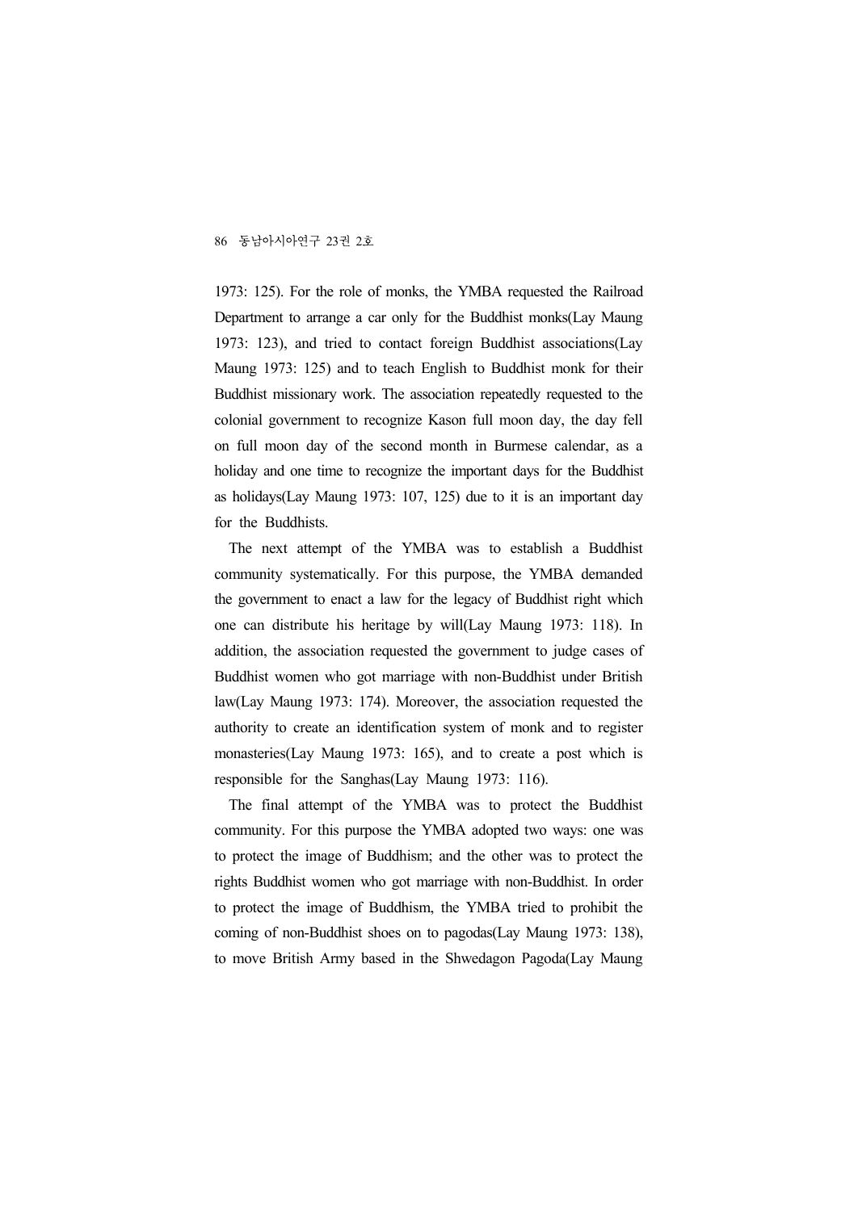1973: 125). For the role of monks, the YMBA requested the Railroad Department to arrange a car only for the Buddhist monks(Lay Maung 1973: 123), and tried to contact foreign Buddhist associations(Lay Maung 1973: 125) and to teach English to Buddhist monk for their Buddhist missionary work. The association repeatedly requested to the colonial government to recognize Kason full moon day, the day fell on full moon day of the second month in Burmese calendar, as a holiday and one time to recognize the important days for the Buddhist as holidays(Lay Maung 1973: 107, 125) due to it is an important day for the Buddhists.

The next attempt of the YMBA was to establish a Buddhist community systematically. For this purpose, the YMBA demanded the government to enact a law for the legacy of Buddhist right which one can distribute his heritage by will(Lay Maung 1973: 118). In addition, the association requested the government to judge cases of Buddhist women who got marriage with non-Buddhist under British law(Lay Maung 1973: 174). Moreover, the association requested the authority to create an identification system of monk and to register monasteries(Lay Maung 1973: 165), and to create a post which is responsible for the Sanghas(Lay Maung 1973: 116).

The final attempt of the YMBA was to protect the Buddhist community. For this purpose the YMBA adopted two ways: one was to protect the image of Buddhism; and the other was to protect the rights Buddhist women who got marriage with non-Buddhist. In order to protect the image of Buddhism, the YMBA tried to prohibit the coming of non-Buddhist shoes on to pagodas(Lay Maung 1973: 138), to move British Army based in the Shwedagon Pagoda(Lay Maung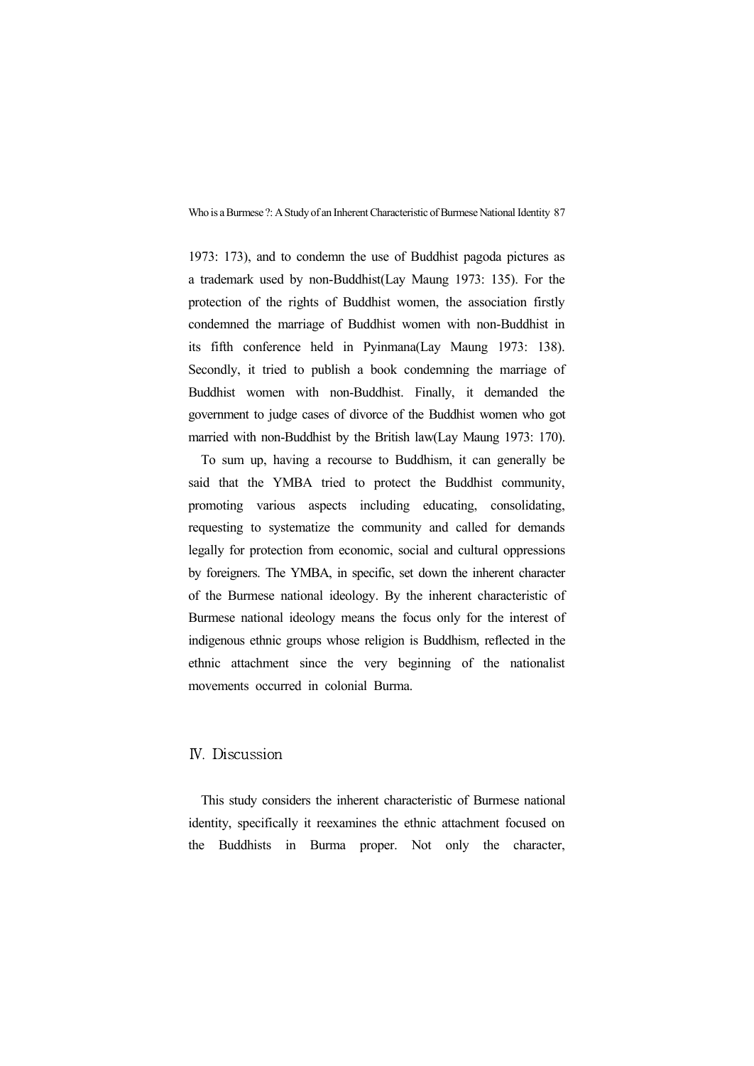1973: 173), and to condemn the use of Buddhist pagoda pictures as a trademark used by non-Buddhist(Lay Maung 1973: 135). For the protection of the rights of Buddhist women, the association firstly condemned the marriage of Buddhist women with non-Buddhist in its fifth conference held in Pyinmana(Lay Maung 1973: 138). Secondly, it tried to publish a book condemning the marriage of Buddhist women with non-Buddhist. Finally, it demanded the government to judge cases of divorce of the Buddhist women who got married with non-Buddhist by the British law(Lay Maung 1973: 170).

To sum up, having a recourse to Buddhism, it can generally be said that the YMBA tried to protect the Buddhist community, promoting various aspects including educating, consolidating, requesting to systematize the community and called for demands legally for protection from economic, social and cultural oppressions by foreigners. The YMBA, in specific, set down the inherent character of the Burmese national ideology. By the inherent characteristic of Burmese national ideology means the focus only for the interest of indigenous ethnic groups whose religion is Buddhism, reflected in the ethnic attachment since the very beginning of the nationalist movements occurred in colonial Burma.

## Ⅳ. Discussion

This study considers the inherent characteristic of Burmese national identity, specifically it reexamines the ethnic attachment focused on the Buddhists in Burma proper. Not only the character,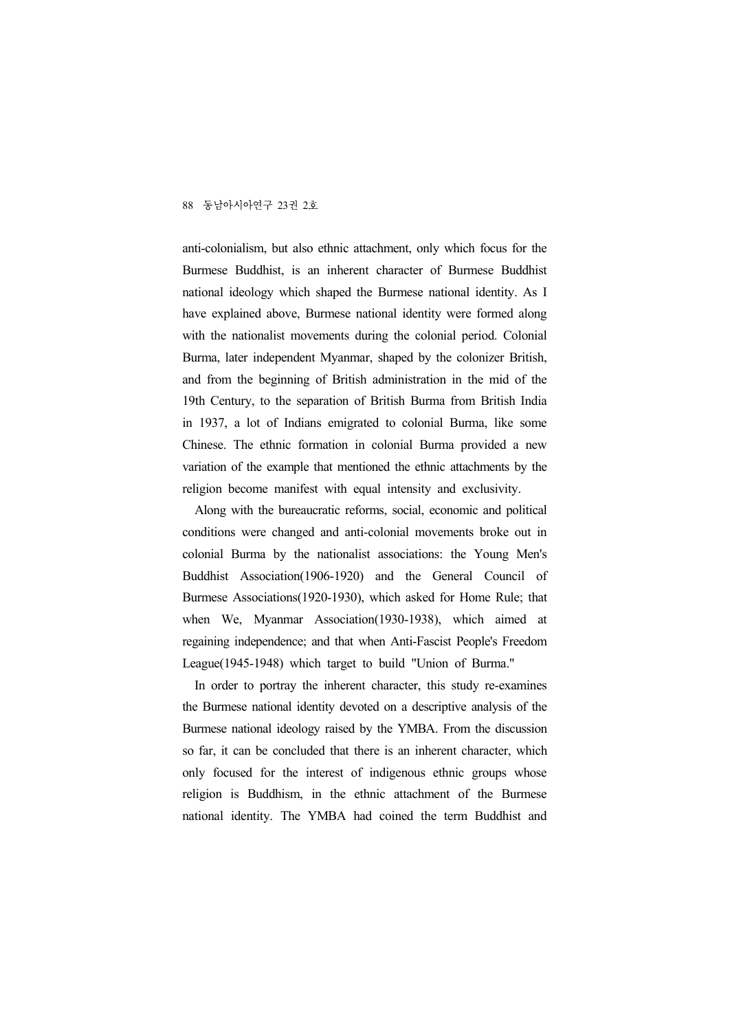anti-colonialism, but also ethnic attachment, only which focus for the Burmese Buddhist, is an inherent character of Burmese Buddhist national ideology which shaped the Burmese national identity. As I have explained above, Burmese national identity were formed along with the nationalist movements during the colonial period. Colonial Burma, later independent Myanmar, shaped by the colonizer British, and from the beginning of British administration in the mid of the 19th Century, to the separation of British Burma from British India in 1937, a lot of Indians emigrated to colonial Burma, like some Chinese. The ethnic formation in colonial Burma provided a new variation of the example that mentioned the ethnic attachments by the religion become manifest with equal intensity and exclusivity.

Along with the bureaucratic reforms, social, economic and political conditions were changed and anti-colonial movements broke out in colonial Burma by the nationalist associations: the Young Men's Buddhist Association(1906-1920) and the General Council of Burmese Associations(1920-1930), which asked for Home Rule; that when We, Myanmar Association(1930-1938), which aimed at regaining independence; and that when Anti-Fascist People's Freedom League(1945-1948) which target to build "Union of Burma."

In order to portray the inherent character, this study re-examines the Burmese national identity devoted on a descriptive analysis of the Burmese national ideology raised by the YMBA. From the discussion so far, it can be concluded that there is an inherent character, which only focused for the interest of indigenous ethnic groups whose religion is Buddhism, in the ethnic attachment of the Burmese national identity. The YMBA had coined the term Buddhist and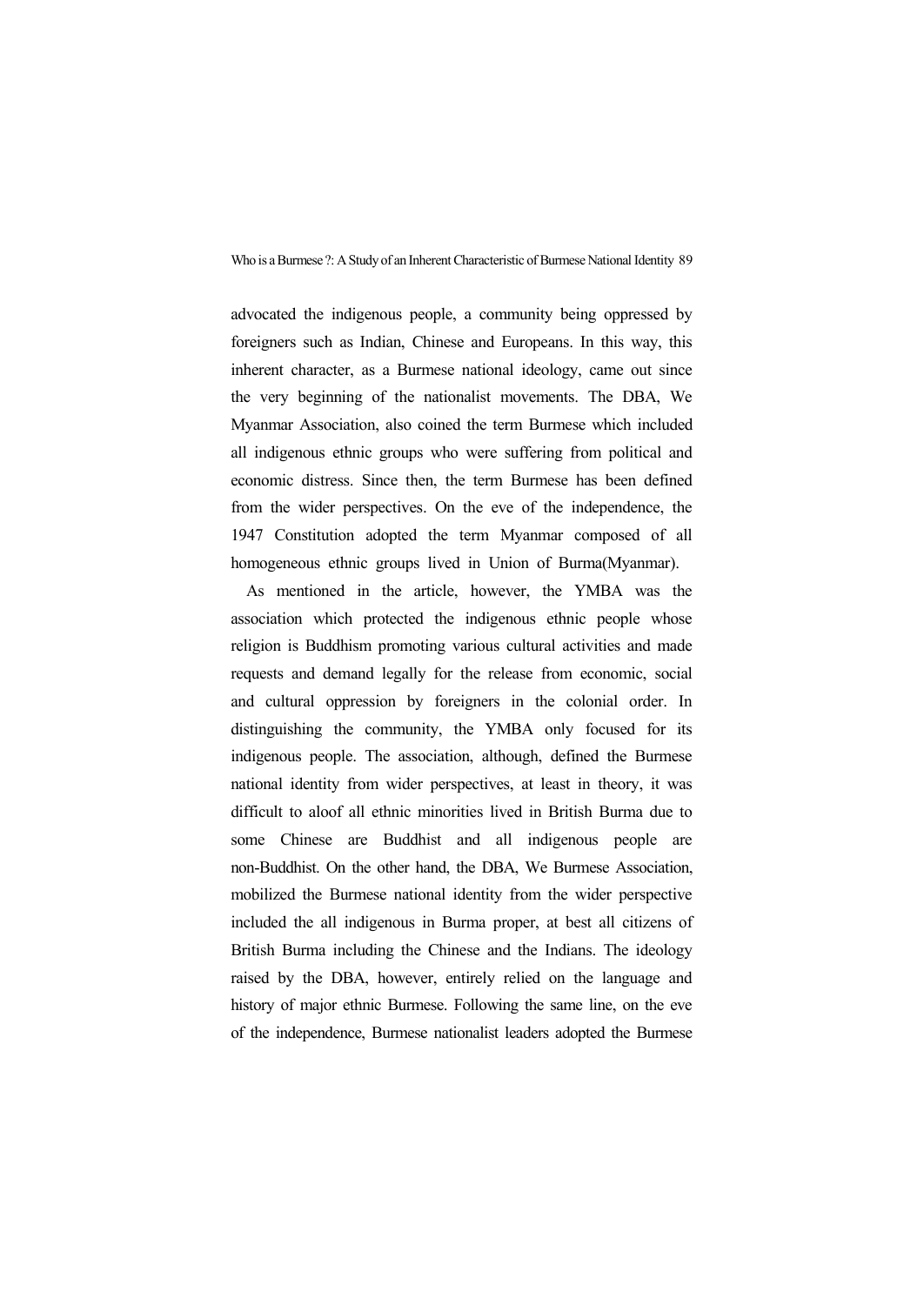advocated the indigenous people, a community being oppressed by foreigners such as Indian, Chinese and Europeans. In this way, this inherent character, as a Burmese national ideology, came out since the very beginning of the nationalist movements. The DBA, We Myanmar Association, also coined the term Burmese which included all indigenous ethnic groups who were suffering from political and economic distress. Since then, the term Burmese has been defined from the wider perspectives. On the eve of the independence, the 1947 Constitution adopted the term Myanmar composed of all homogeneous ethnic groups lived in Union of Burma(Myanmar).

As mentioned in the article, however, the YMBA was the association which protected the indigenous ethnic people whose religion is Buddhism promoting various cultural activities and made requests and demand legally for the release from economic, social and cultural oppression by foreigners in the colonial order. In distinguishing the community, the YMBA only focused for its indigenous people. The association, although, defined the Burmese national identity from wider perspectives, at least in theory, it was difficult to aloof all ethnic minorities lived in British Burma due to some Chinese are Buddhist and all indigenous people are non-Buddhist. On the other hand, the DBA, We Burmese Association, mobilized the Burmese national identity from the wider perspective included the all indigenous in Burma proper, at best all citizens of British Burma including the Chinese and the Indians. The ideology raised by the DBA, however, entirely relied on the language and history of major ethnic Burmese. Following the same line, on the eve of the independence, Burmese nationalist leaders adopted the Burmese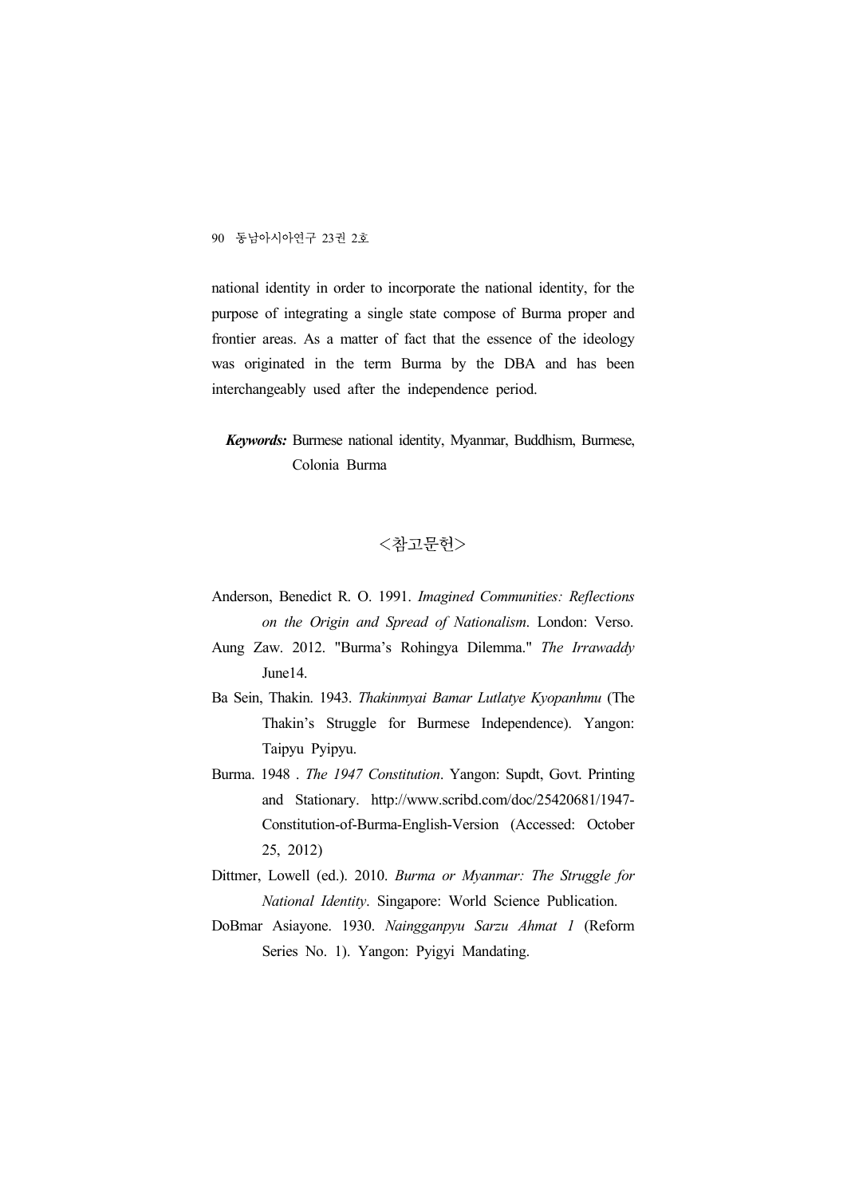national identity in order to incorporate the national identity, for the purpose of integrating a single state compose of Burma proper and frontier areas. As a matter of fact that the essence of the ideology was originated in the term Burma by the DBA and has been interchangeably used after the independence period.

***Keywords:*** Burmese national identity, Myanmar, Buddhism, Burmese, Colonia Burma

## <참고문헌>

Anderson, Benedict R. O. 1991. *Imagined Communities: Reflections on the Origin and Spread of Nationalism*. London: Verso.

Aung Zaw. 2012. "Burma's Rohingya Dilemma." *The Irrawaddy* June14.

Ba Sein, Thakin. 1943. *Thakinmyai Bamar Lutlatye Kyopanhmu* (The Thakin's Struggle for Burmese Independence). Yangon: Taipyu Pyipyu.

Burma. 1948 . *The 1947 Constitution*. Yangon: Supdt, Govt. Printing and Stationary. http://www.scribd.com/doc/25420681/1947-Constitution-of-Burma-English-Version (Accessed: October 25, 2012)

Dittmer, Lowell (ed.). 2010. *Burma or Myanmar: The Struggle for National Identity*. Singapore: World Science Publication.

DoBmar Asiayone. 1930. *Naingganpyu Sarzu Ahmat 1* (Reform Series No. 1). Yangon: Pyigyi Mandating.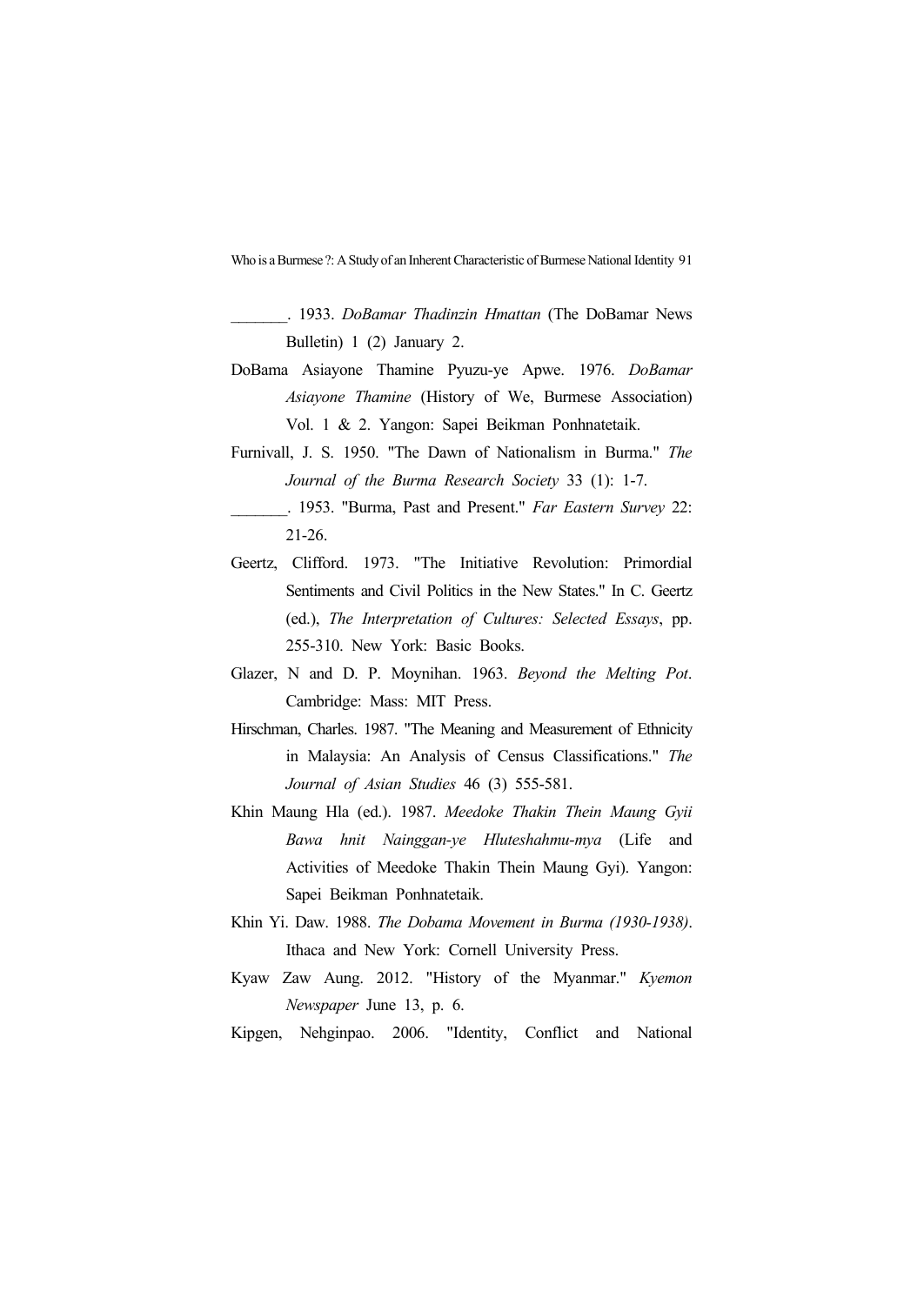_______. 1933. *DoBamar Thadinzin Hmattan* (The DoBamar News Bulletin) 1 (2) January 2.

DoBama Asiayone Thamine Pyuzu-ye Apwe. 1976. *DoBamar Asiayone Thamine* (History of We, Burmese Association) Vol. 1 & 2. Yangon: Sapei Beikman Ponhnatetaik.

Furnivall, J. S. 1950. "The Dawn of Nationalism in Burma." *The Journal of the Burma Research Society* 33 (1): 1-7.

_______. 1953. "Burma, Past and Present." *Far Eastern Survey* 22: 21-26.

Geertz, Clifford. 1973. "The Initiative Revolution: Primordial Sentiments and Civil Politics in the New States." In C. Geertz (ed.), *The Interpretation of Cultures: Selected Essays*, pp. 255-310. New York: Basic Books.

Glazer, N and D. P. Moynihan. 1963. *Beyond the Melting Pot*. Cambridge: Mass: MIT Press.

Hirschman, Charles. 1987. "The Meaning and Measurement of Ethnicity in Malaysia: An Analysis of Census Classifications." *The Journal of Asian Studies* 46 (3) 555-581.

Khin Maung Hla (ed.). 1987. *Meedoke Thakin Thein Maung Gyii Bawa hnit Nainggan-ye Hluteshahmu-mya* (Life and Activities of Meedoke Thakin Thein Maung Gyi). Yangon: Sapei Beikman Ponhnatetaik.

Khin Yi. Daw. 1988. *The Dobama Movement in Burma (1930-1938)*. Ithaca and New York: Cornell University Press.

Kyaw Zaw Aung. 2012. "History of the Myanmar." *Kyemon Newspaper* June 13, p. 6.

Kipgen, Nehginpao. 2006. "Identity, Conflict and National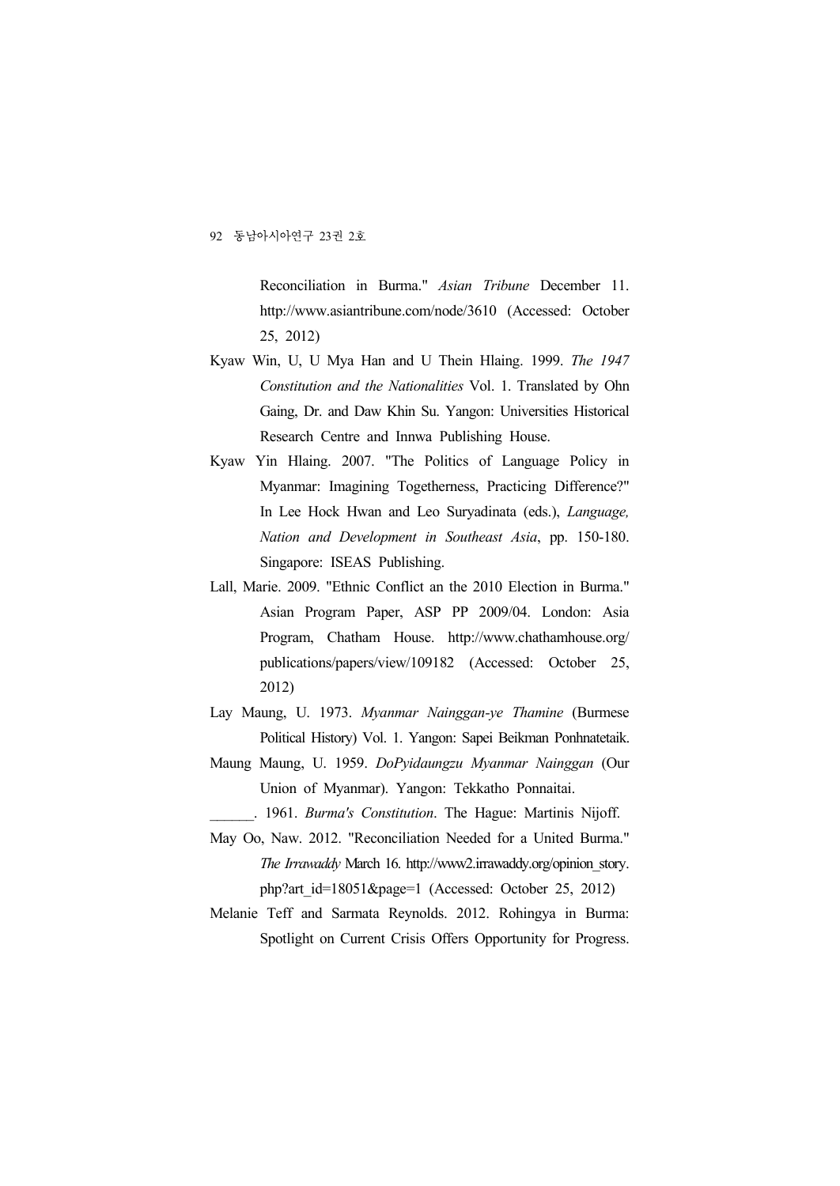Reconciliation in Burma." *Asian Tribune* December 11. http://www.asiantribune.com/node/3610 (Accessed: October 25, 2012)

Kyaw Win, U, U Mya Han and U Thein Hlaing. 1999. *The 1947 Constitution and the Nationalities* Vol. 1. Translated by Ohn Gaing, Dr. and Daw Khin Su. Yangon: Universities Historical Research Centre and Innwa Publishing House.

Kyaw Yin Hlaing. 2007. "The Politics of Language Policy in Myanmar: Imagining Togetherness, Practicing Difference?" In Lee Hock Hwan and Leo Suryadinata (eds.), *Language, Nation and Development in Southeast Asia*, pp. 150-180. Singapore: ISEAS Publishing.

Lall, Marie. 2009. "Ethnic Conflict an the 2010 Election in Burma." Asian Program Paper, ASP PP 2009/04. London: Asia Program, Chatham House. http://www.chathamhouse.org/publications/papers/view/109182 (Accessed: October 25, 2012)

Lay Maung, U. 1973. *Myanmar Nainggan-ye Thamine* (Burmese Political History) Vol. 1. Yangon: Sapei Beikman Ponhnatetaik.

Maung Maung, U. 1959. *DoPyidaungzu Myanmar Nainggan* (Our Union of Myanmar). Yangon: Tekkatho Ponnaitai.

______. 1961. *Burma's Constitution*. The Hague: Martinis Nijoff.

May Oo, Naw. 2012. "Reconciliation Needed for a United Burma." *The Irrawaddy* March 16. http://www2.irrawaddy.org/opinion_story.php?art_id=18051&page=1 (Accessed: October 25, 2012)

Melanie Teff and Sarmata Reynolds. 2012. Rohingya in Burma: Spotlight on Current Crisis Offers Opportunity for Progress.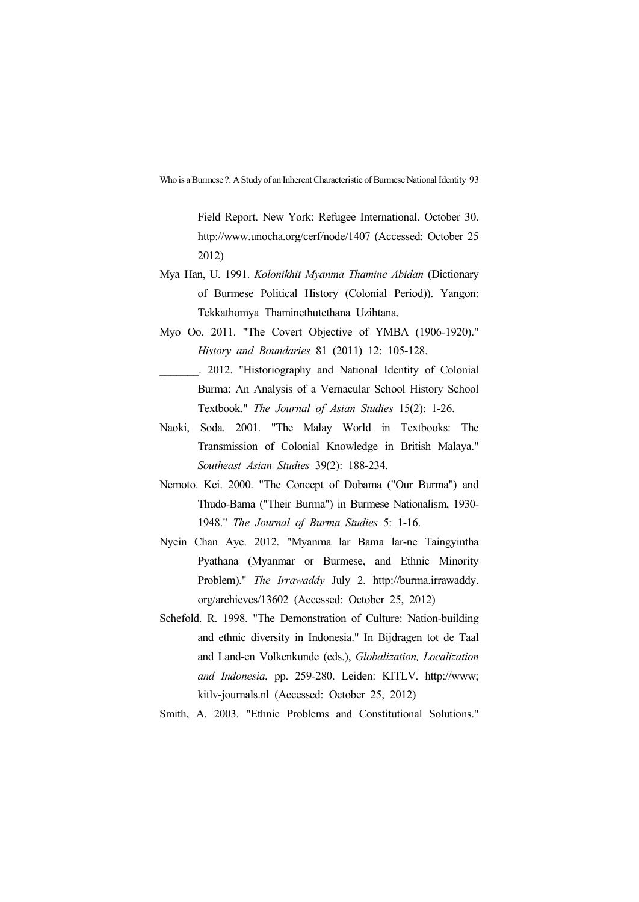Field Report. New York: Refugee International. October 30. http://www.unocha.org/cerf/node/1407 (Accessed: October 25 2012)

Mya Han, U. 1991. *Kolonikhit Myanma Thamine Abidan* (Dictionary of Burmese Political History (Colonial Period)). Yangon: Tekkathomya Thaminethutethana Uzihtana.

Myo Oo. 2011. "The Covert Objective of YMBA (1906-1920)." *History and Boundaries* 81 (2011) 12: 105-128.

_______. 2012. "Historiography and National Identity of Colonial Burma: An Analysis of a Vernacular School History School Textbook." *The Journal of Asian Studies* 15(2): 1-26.

Naoki, Soda. 2001. "The Malay World in Textbooks: The Transmission of Colonial Knowledge in British Malaya." *Southeast Asian Studies* 39(2): 188-234.

Nemoto. Kei. 2000. "The Concept of Dobama ("Our Burma") and Thudo-Bama ("Their Burma") in Burmese Nationalism, 1930-1948." *The Journal of Burma Studies* 5: 1-16.

Nyein Chan Aye. 2012. "Myanma lar Bama lar-ne Taingyintha Pyathana (Myanmar or Burmese, and Ethnic Minority Problem)." *The Irrawaddy* July 2. http://burma.irrawaddy.org/archieves/13602 (Accessed: October 25, 2012)

Schefold. R. 1998. "The Demonstration of Culture: Nation-building and ethnic diversity in Indonesia." In Bijdragen tot de Taal and Land-en Volkenkunde (eds.), *Globalization, Localization and Indonesia*, pp. 259-280. Leiden: KITLV. http://www; kitlv-journals.nl (Accessed: October 25, 2012)

Smith, A. 2003. "Ethnic Problems and Constitutional Solutions."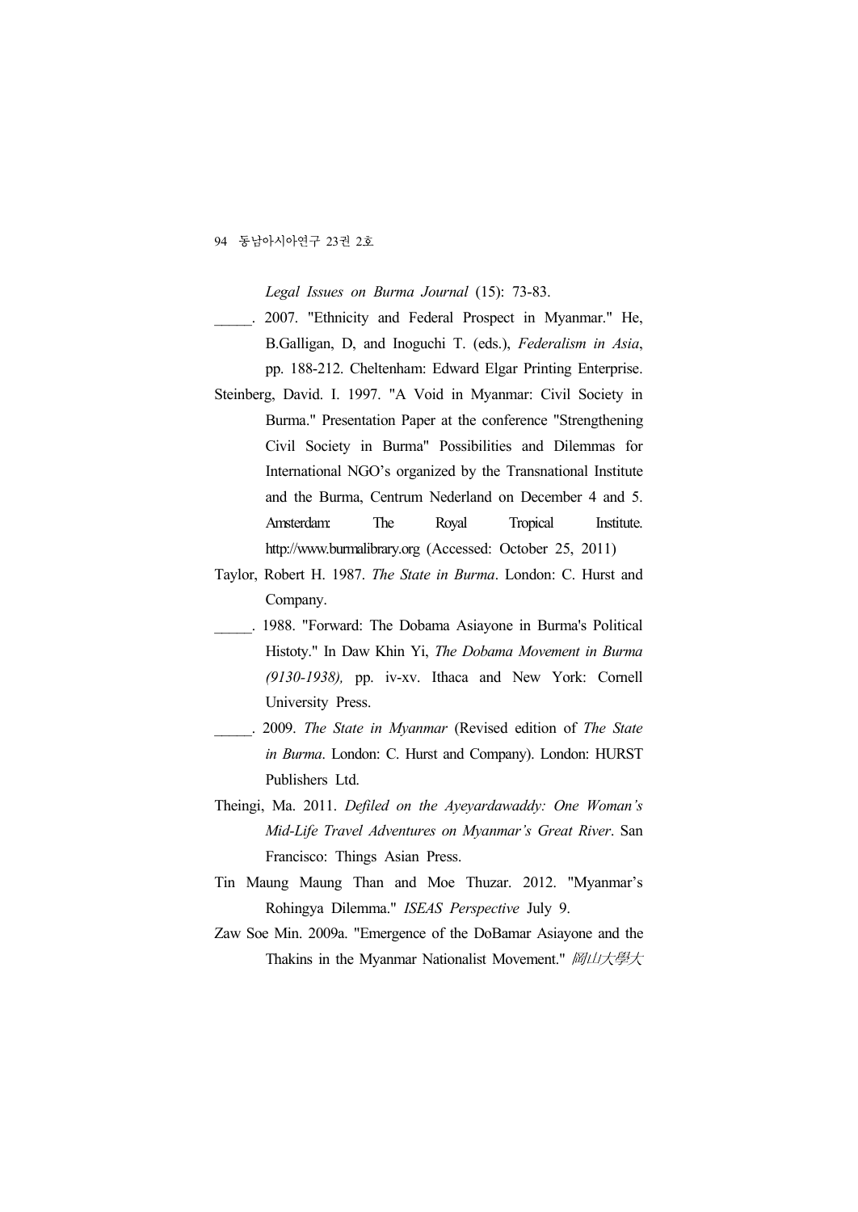*Legal Issues on Burma Journal* (15): 73-83.

_____. 2007. "Ethnicity and Federal Prospect in Myanmar." He, B.Galligan, D, and Inoguchi T. (eds.), *Federalism in Asia*, pp. 188-212. Cheltenham: Edward Elgar Printing Enterprise.

Steinberg, David. I. 1997. "A Void in Myanmar: Civil Society in Burma." Presentation Paper at the conference "Strengthening Civil Society in Burma" Possibilities and Dilemmas for International NGO's organized by the Transnational Institute and the Burma, Centrum Nederland on December 4 and 5. Amsterdam: The Royal Tropical Institute. http://www.burmalibrary.org (Accessed: October 25, 2011)

Taylor, Robert H. 1987. *The State in Burma*. London: C. Hurst and Company.

_____. 1988. "Forward: The Dobama Asiayone in Burma's Political Histoty." In Daw Khin Yi, *The Dobama Movement in Burma (9130-1938),* pp. iv-xv. Ithaca and New York: Cornell University Press.

_____. 2009. *The State in Myanmar* (Revised edition of *The State in Burma*. London: C. Hurst and Company). London: HURST Publishers Ltd.

Theingi, Ma. 2011. *Defiled on the Ayeyardawaddy: One Woman's Mid-Life Travel Adventures on Myanmar's Great River*. San Francisco: Things Asian Press.

Tin Maung Maung Than and Moe Thuzar. 2012. "Myanmar's Rohingya Dilemma." *ISEAS Perspective* July 9.

Zaw Soe Min. 2009a. "Emergence of the DoBamar Asiayone and the Thakins in the Myanmar Nationalist Movement." *岡山大學大*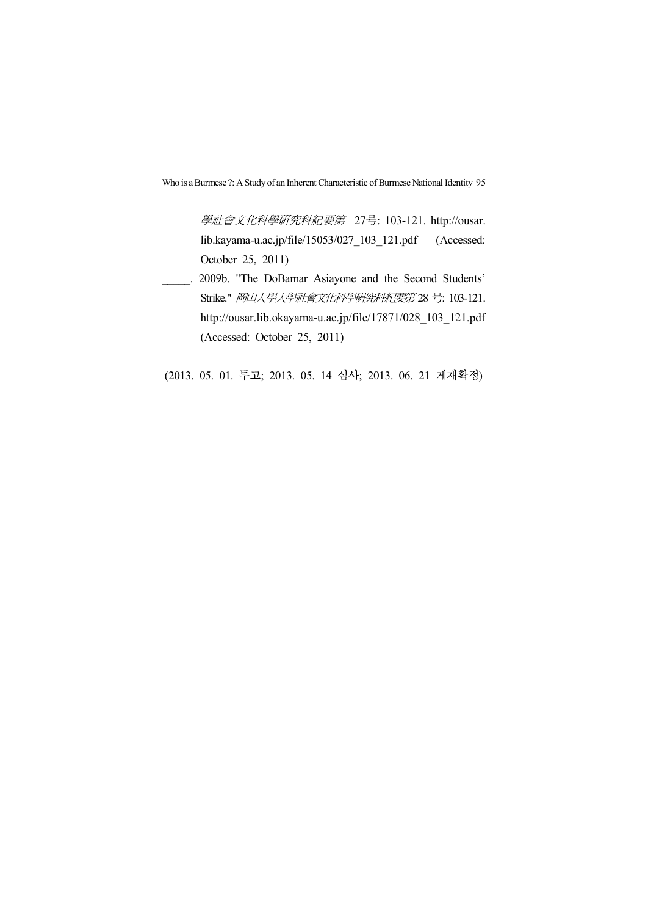*學社會文化科學研究科紀要第* 27号: 103-121. http://ousar.lib.kayama-u.ac.jp/file/15053/027_103_121.pdf (Accessed: October 25, 2011)

_____. 2009b. "The DoBamar Asiayone and the Second Students' Strike." *岡山大學大學社會文化科學研究科紀要第* 28 号: 103-121. http://ousar.lib.okayama-u.ac.jp/file/17871/028_103_121.pdf (Accessed: October 25, 2011)

(2013. 05. 01. 투고; 2013. 05. 14 심사; 2013. 06. 21 게재확정)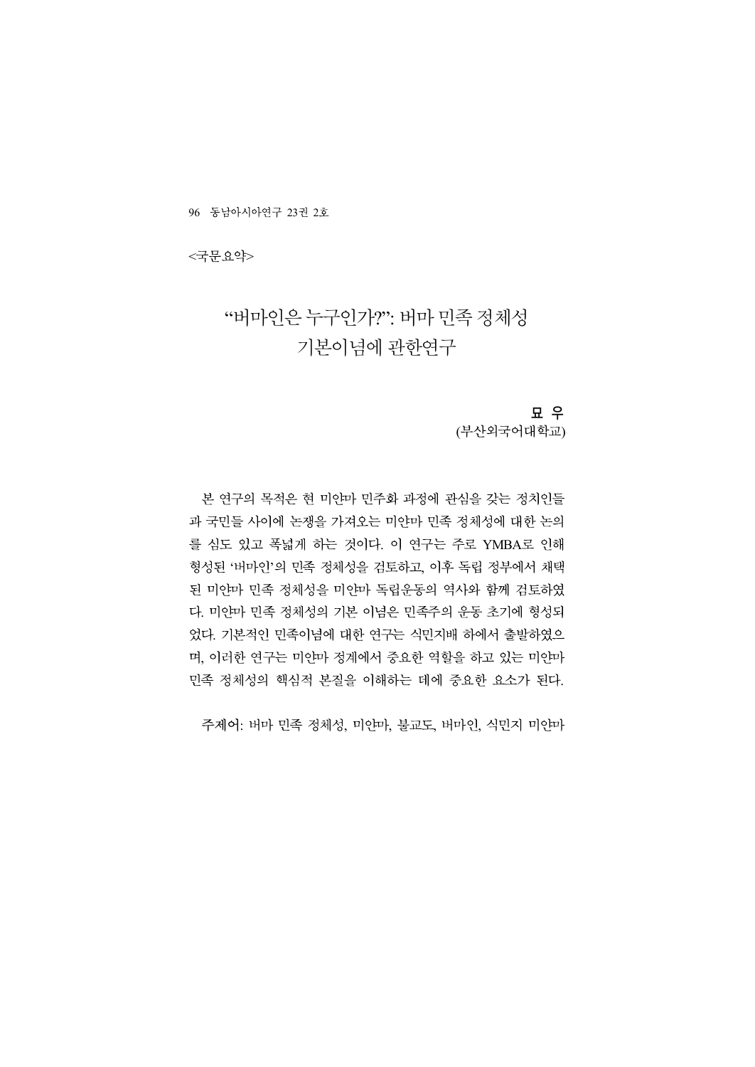<국문요약>

# "버마인은 누구인가?": 버마 민족 정체성 기본이념에 관한연구

**묘 우**
(부산외국어대학교)

본 연구의 목적은 현 미얀마 민주화 과정에 관심을 갖는 정치인들과 국민들 사이에 논쟁을 가져오는 미얀마 민족 정체성에 대한 논의를 심도 있고 폭넓게 하는 것이다. 이 연구는 주로 YMBA로 인해 형성된 '버마인'의 민족 정체성을 검토하고, 이후 독립 정부에서 채택된 미얀마 민족 정체성을 미얀마 독립운동의 역사와 함께 검토하였다. 미얀마 민족 정체성의 기본 이념은 민족주의 운동 초기에 형성되었다. 기본적인 민족이념에 대한 연구는 식민지배 하에서 출발하였으며, 이러한 연구는 미얀마 정계에서 중요한 역할을 하고 있는 미얀마 민족 정체성의 핵심적 본질을 이해하는 데에 중요한 요소가 된다.

주제어: 버마 민족 정체성, 미얀마, 불교도, 버마인, 식민지 미얀마